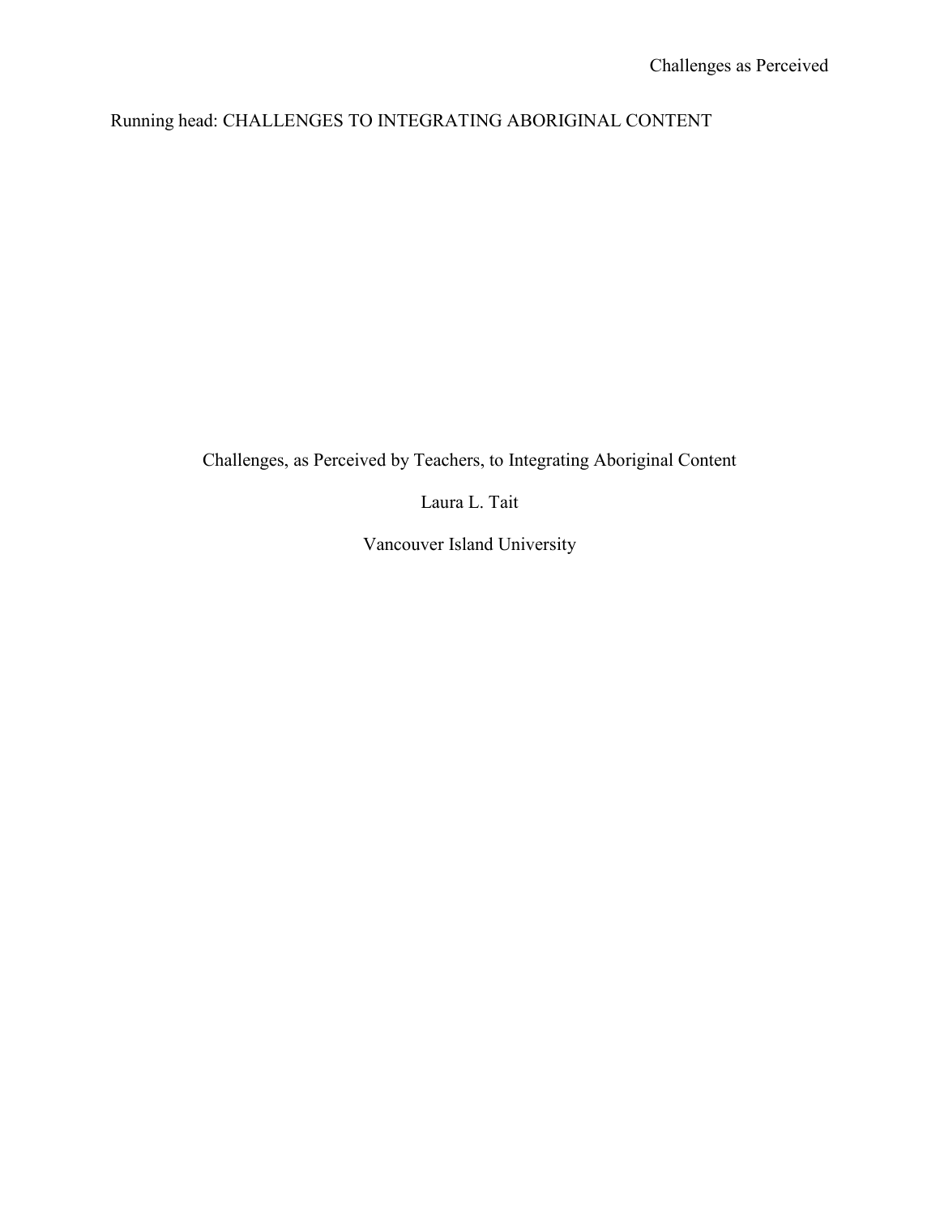Running head: CHALLENGES TO INTEGRATING ABORIGINAL CONTENT

# Challenges, as Perceived by Teachers, to Integrating Aboriginal Content

Laura L. Tait

Vancouver Island University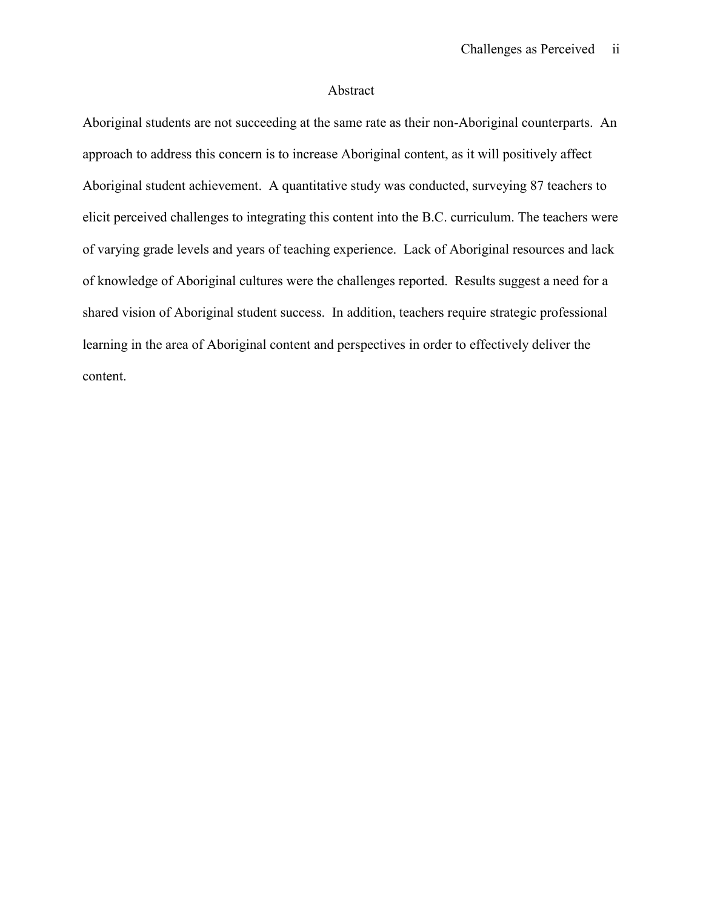# Abstract

Aboriginal students are not succeeding at the same rate as their non-Aboriginal counterparts. An approach to address this concern is to increase Aboriginal content, as it will positively affect Aboriginal student achievement. A quantitative study was conducted, surveying 87 teachers to elicit perceived challenges to integrating this content into the B.C. curriculum. The teachers were of varying grade levels and years of teaching experience. Lack of Aboriginal resources and lack of knowledge of Aboriginal cultures were the challenges reported. Results suggest a need for a shared vision of Aboriginal student success. In addition, teachers require strategic professional learning in the area of Aboriginal content and perspectives in order to effectively deliver the content.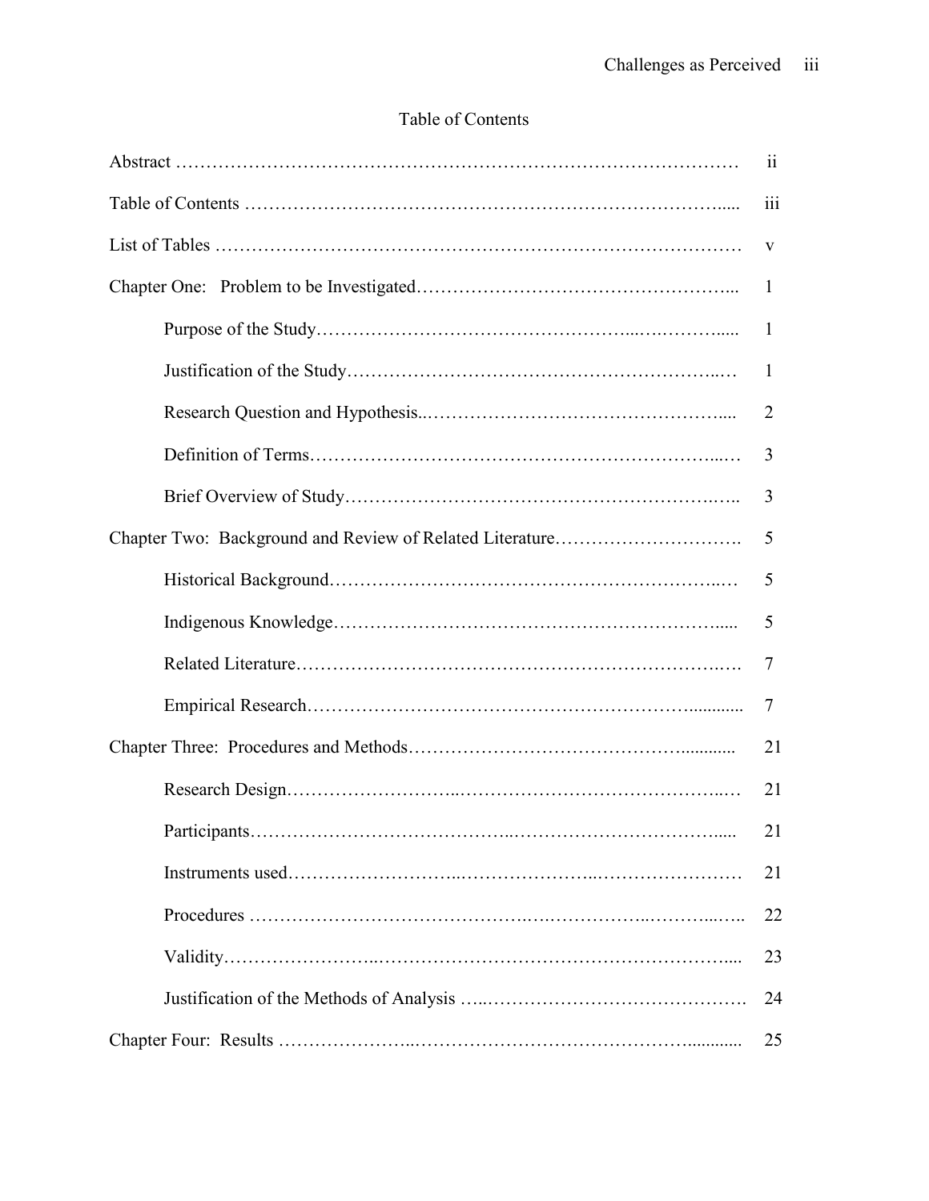# Table of Contents

| | |
|---|---|
| Abstract | ii |
| Table of Contents | iii |
| List of Tables | v |
| Chapter One: Problem to be Investigated | 1 |
| Purpose of the Study | 1 |
| Justification of the Study | 1 |
| Research Question and Hypothesis | 2 |
| Definition of Terms | 3 |
| Brief Overview of Study | 3 |
| Chapter Two: Background and Review of Related Literature | 5 |
| Historical Background | 5 |
| Indigenous Knowledge | 5 |
| Related Literature | 7 |
| Empirical Research | 7 |
| Chapter Three: Procedures and Methods | 21 |
| Research Design | 21 |
| Participants | 21 |
| Instruments used | 21 |
| Procedures | 22 |
| Validity | 23 |
| Justification of the Methods of Analysis | 24 |
| Chapter Four: Results | 25 |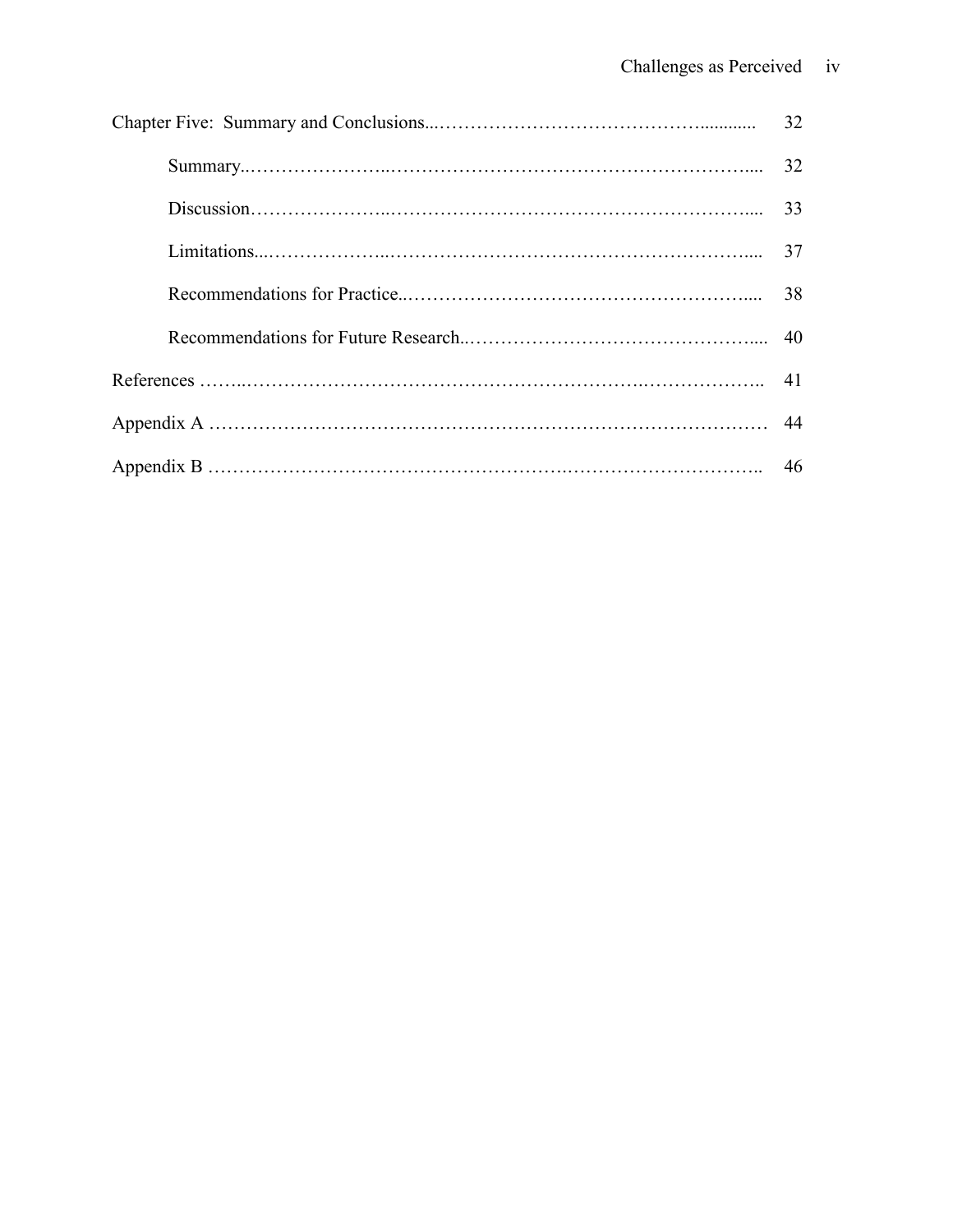Chapter Five: Summary and Conclusions........................................................ 32

- Summary........................................................................................... 32
- Discussion......................................................................................... 33
- Limitations........................................................................................ 37
- Recommendations for Practice.......................................................... 38
- Recommendations for Future Research............................................. 40

References ................................................................................................ 41

Appendix A .............................................................................................. 44

Appendix B .............................................................................................. 46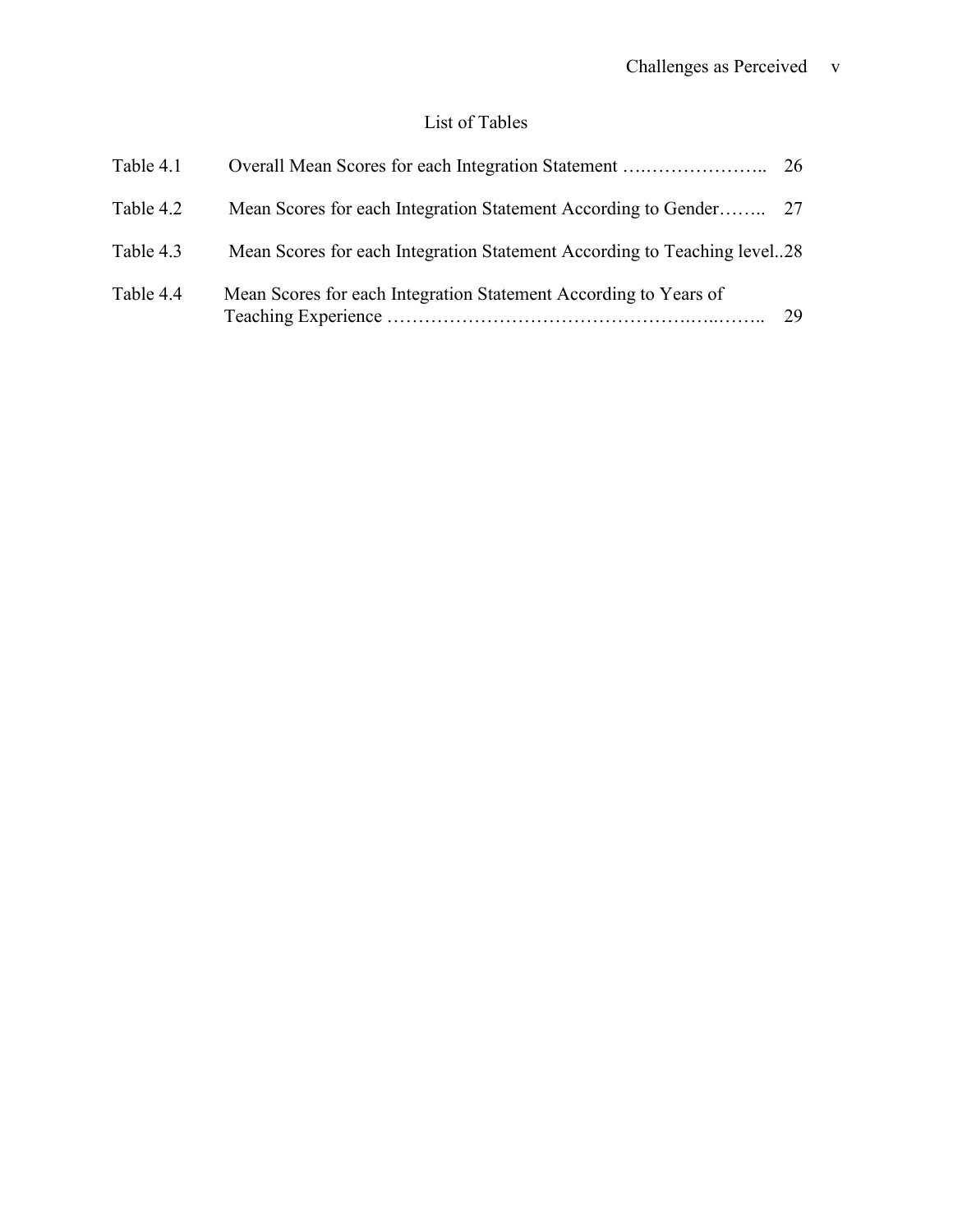## List of Tables

| | | |
|---|---|---|
| Table 4.1 | Overall Mean Scores for each Integration Statement | 26 |
| Table 4.2 | Mean Scores for each Integration Statement According to Gender | 27 |
| Table 4.3 | Mean Scores for each Integration Statement According to Teaching level | 28 |
| Table 4.4 | Mean Scores for each Integration Statement According to Years of Teaching Experience | 29 |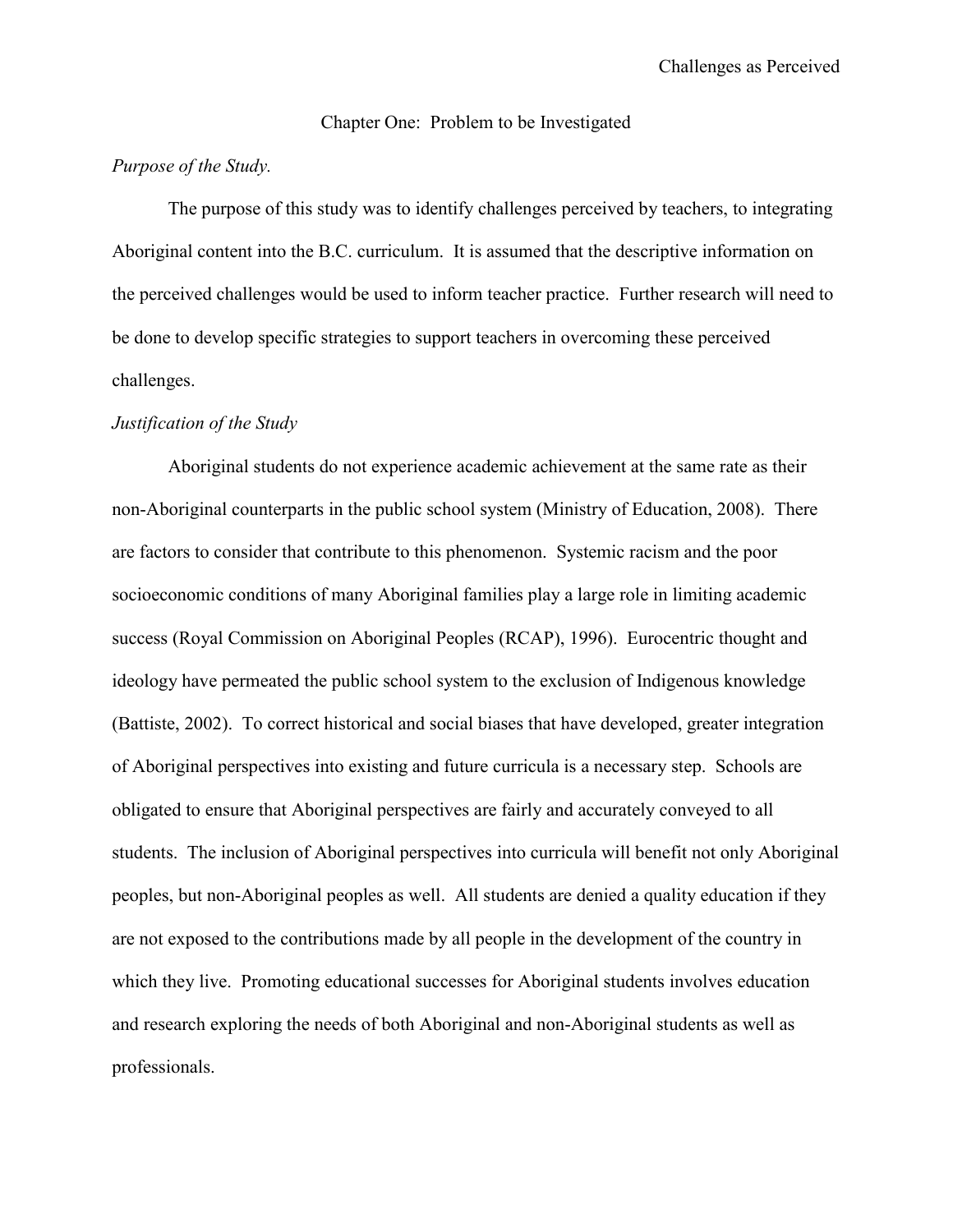## Chapter One: Problem to be Investigated

*Purpose of the Study.*

The purpose of this study was to identify challenges perceived by teachers, to integrating Aboriginal content into the B.C. curriculum. It is assumed that the descriptive information on the perceived challenges would be used to inform teacher practice. Further research will need to be done to develop specific strategies to support teachers in overcoming these perceived challenges.

*Justification of the Study*

Aboriginal students do not experience academic achievement at the same rate as their non-Aboriginal counterparts in the public school system (Ministry of Education, 2008). There are factors to consider that contribute to this phenomenon. Systemic racism and the poor socioeconomic conditions of many Aboriginal families play a large role in limiting academic success (Royal Commission on Aboriginal Peoples (RCAP), 1996). Eurocentric thought and ideology have permeated the public school system to the exclusion of Indigenous knowledge (Battiste, 2002). To correct historical and social biases that have developed, greater integration of Aboriginal perspectives into existing and future curricula is a necessary step. Schools are obligated to ensure that Aboriginal perspectives are fairly and accurately conveyed to all students. The inclusion of Aboriginal perspectives into curricula will benefit not only Aboriginal peoples, but non-Aboriginal peoples as well. All students are denied a quality education if they are not exposed to the contributions made by all people in the development of the country in which they live. Promoting educational successes for Aboriginal students involves education and research exploring the needs of both Aboriginal and non-Aboriginal students as well as professionals.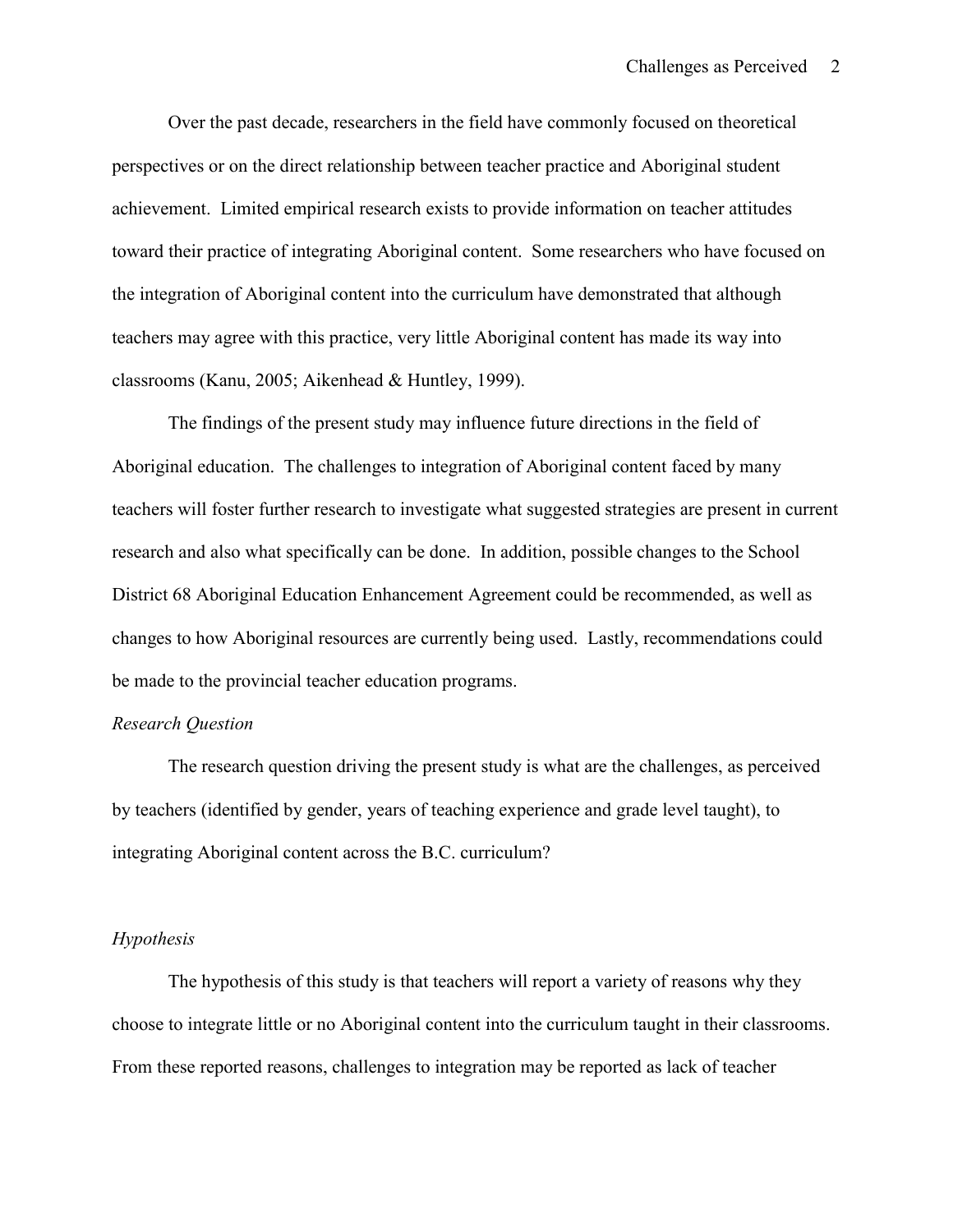Over the past decade, researchers in the field have commonly focused on theoretical perspectives or on the direct relationship between teacher practice and Aboriginal student achievement. Limited empirical research exists to provide information on teacher attitudes toward their practice of integrating Aboriginal content. Some researchers who have focused on the integration of Aboriginal content into the curriculum have demonstrated that although teachers may agree with this practice, very little Aboriginal content has made its way into classrooms (Kanu, 2005; Aikenhead & Huntley, 1999).

The findings of the present study may influence future directions in the field of Aboriginal education. The challenges to integration of Aboriginal content faced by many teachers will foster further research to investigate what suggested strategies are present in current research and also what specifically can be done. In addition, possible changes to the School District 68 Aboriginal Education Enhancement Agreement could be recommended, as well as changes to how Aboriginal resources are currently being used. Lastly, recommendations could be made to the provincial teacher education programs.

*Research Question*

The research question driving the present study is what are the challenges, as perceived by teachers (identified by gender, years of teaching experience and grade level taught), to integrating Aboriginal content across the B.C. curriculum?

*Hypothesis*

The hypothesis of this study is that teachers will report a variety of reasons why they choose to integrate little or no Aboriginal content into the curriculum taught in their classrooms. From these reported reasons, challenges to integration may be reported as lack of teacher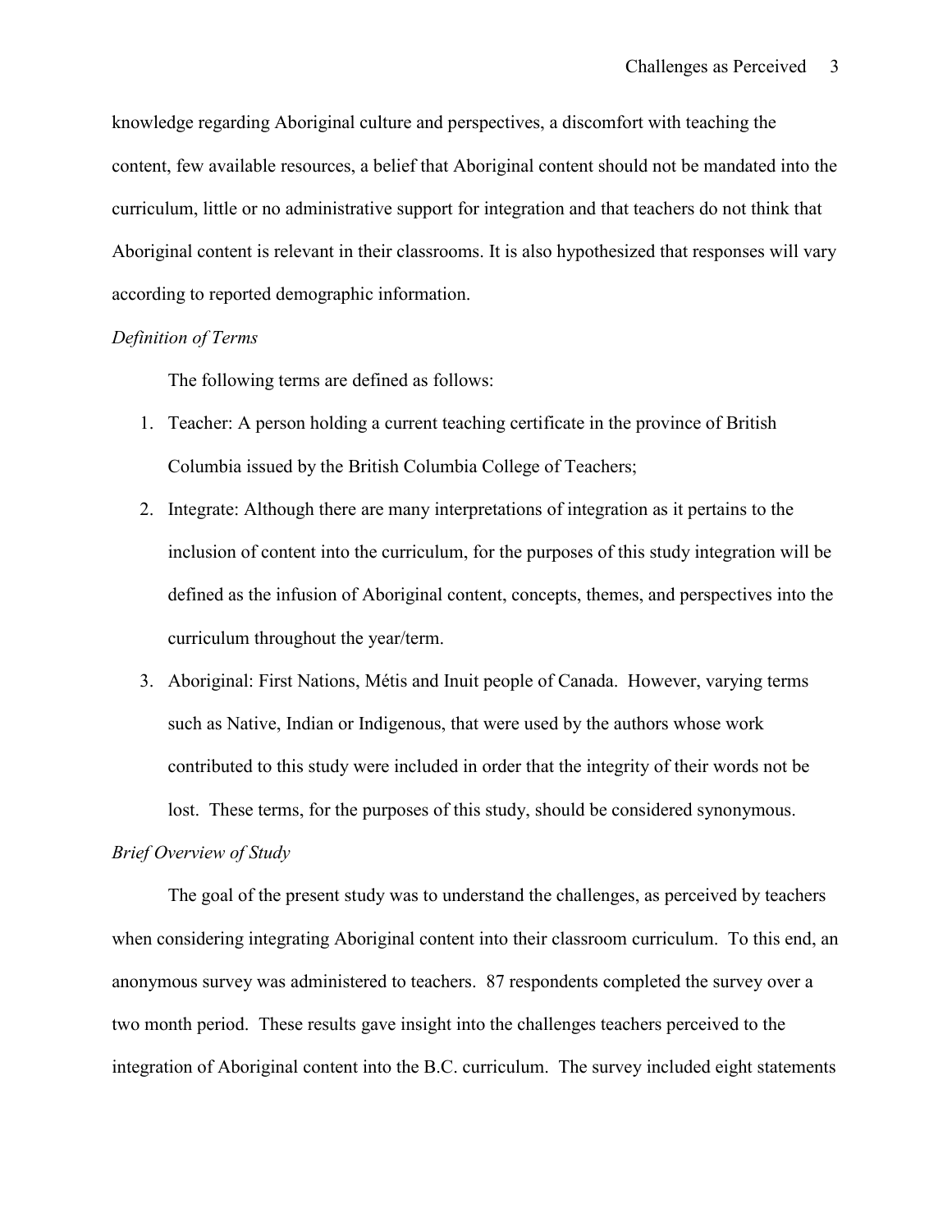knowledge regarding Aboriginal culture and perspectives, a discomfort with teaching the content, few available resources, a belief that Aboriginal content should not be mandated into the curriculum, little or no administrative support for integration and that teachers do not think that Aboriginal content is relevant in their classrooms. It is also hypothesized that responses will vary according to reported demographic information.

*Definition of Terms*

The following terms are defined as follows:

1. Teacher: A person holding a current teaching certificate in the province of British Columbia issued by the British Columbia College of Teachers;
2. Integrate: Although there are many interpretations of integration as it pertains to the inclusion of content into the curriculum, for the purposes of this study integration will be defined as the infusion of Aboriginal content, concepts, themes, and perspectives into the curriculum throughout the year/term.
3. Aboriginal: First Nations, Métis and Inuit people of Canada. However, varying terms such as Native, Indian or Indigenous, that were used by the authors whose work contributed to this study were included in order that the integrity of their words not be lost. These terms, for the purposes of this study, should be considered synonymous.

*Brief Overview of Study*

The goal of the present study was to understand the challenges, as perceived by teachers when considering integrating Aboriginal content into their classroom curriculum. To this end, an anonymous survey was administered to teachers. 87 respondents completed the survey over a two month period. These results gave insight into the challenges teachers perceived to the integration of Aboriginal content into the B.C. curriculum. The survey included eight statements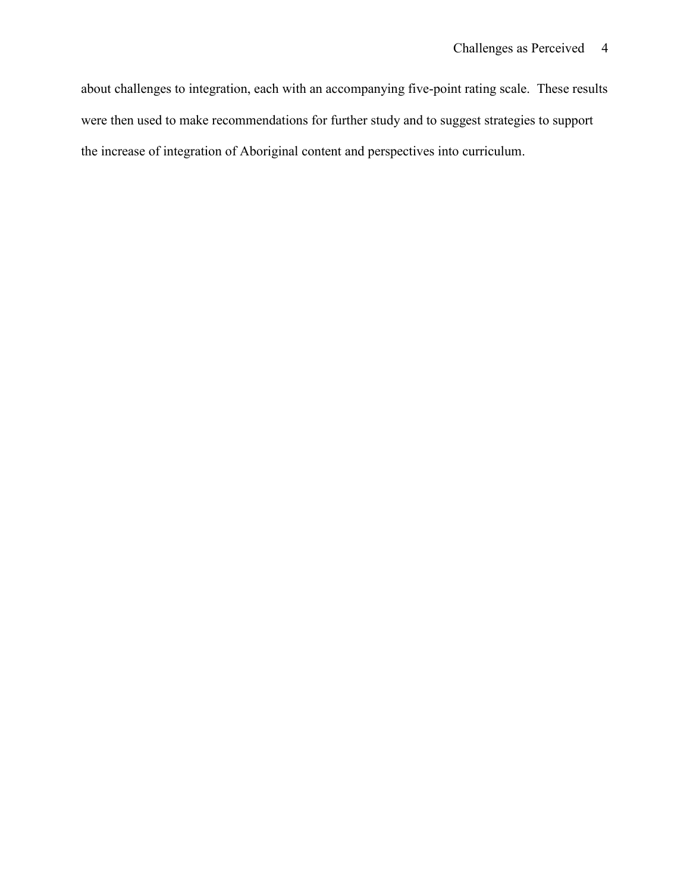about challenges to integration, each with an accompanying five-point rating scale. These results were then used to make recommendations for further study and to suggest strategies to support the increase of integration of Aboriginal content and perspectives into curriculum.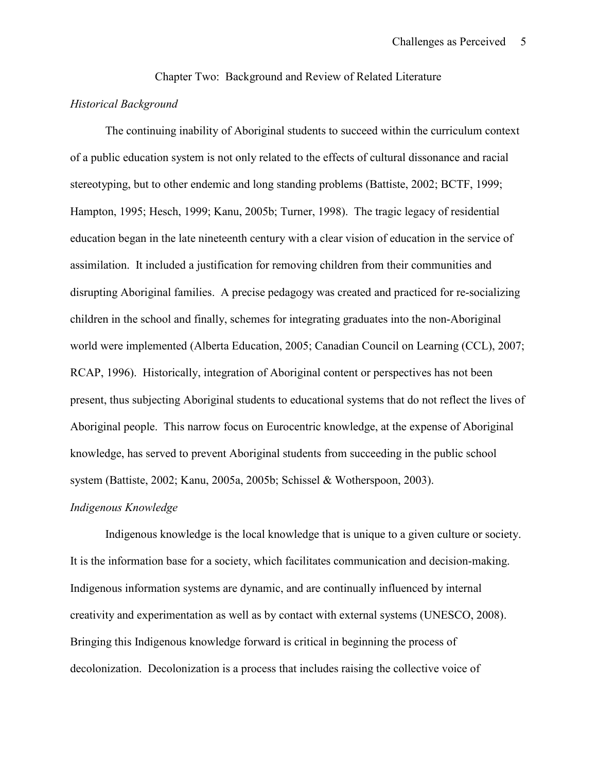# Chapter Two: Background and Review of Related Literature

### *Historical Background*

The continuing inability of Aboriginal students to succeed within the curriculum context of a public education system is not only related to the effects of cultural dissonance and racial stereotyping, but to other endemic and long standing problems (Battiste, 2002; BCTF, 1999; Hampton, 1995; Hesch, 1999; Kanu, 2005b; Turner, 1998). The tragic legacy of residential education began in the late nineteenth century with a clear vision of education in the service of assimilation. It included a justification for removing children from their communities and disrupting Aboriginal families. A precise pedagogy was created and practiced for re-socializing children in the school and finally, schemes for integrating graduates into the non-Aboriginal world were implemented (Alberta Education, 2005; Canadian Council on Learning (CCL), 2007; RCAP, 1996). Historically, integration of Aboriginal content or perspectives has not been present, thus subjecting Aboriginal students to educational systems that do not reflect the lives of Aboriginal people. This narrow focus on Eurocentric knowledge, at the expense of Aboriginal knowledge, has served to prevent Aboriginal students from succeeding in the public school system (Battiste, 2002; Kanu, 2005a, 2005b; Schissel & Wotherspoon, 2003).

### *Indigenous Knowledge*

Indigenous knowledge is the local knowledge that is unique to a given culture or society. It is the information base for a society, which facilitates communication and decision-making. Indigenous information systems are dynamic, and are continually influenced by internal creativity and experimentation as well as by contact with external systems (UNESCO, 2008). Bringing this Indigenous knowledge forward is critical in beginning the process of decolonization. Decolonization is a process that includes raising the collective voice of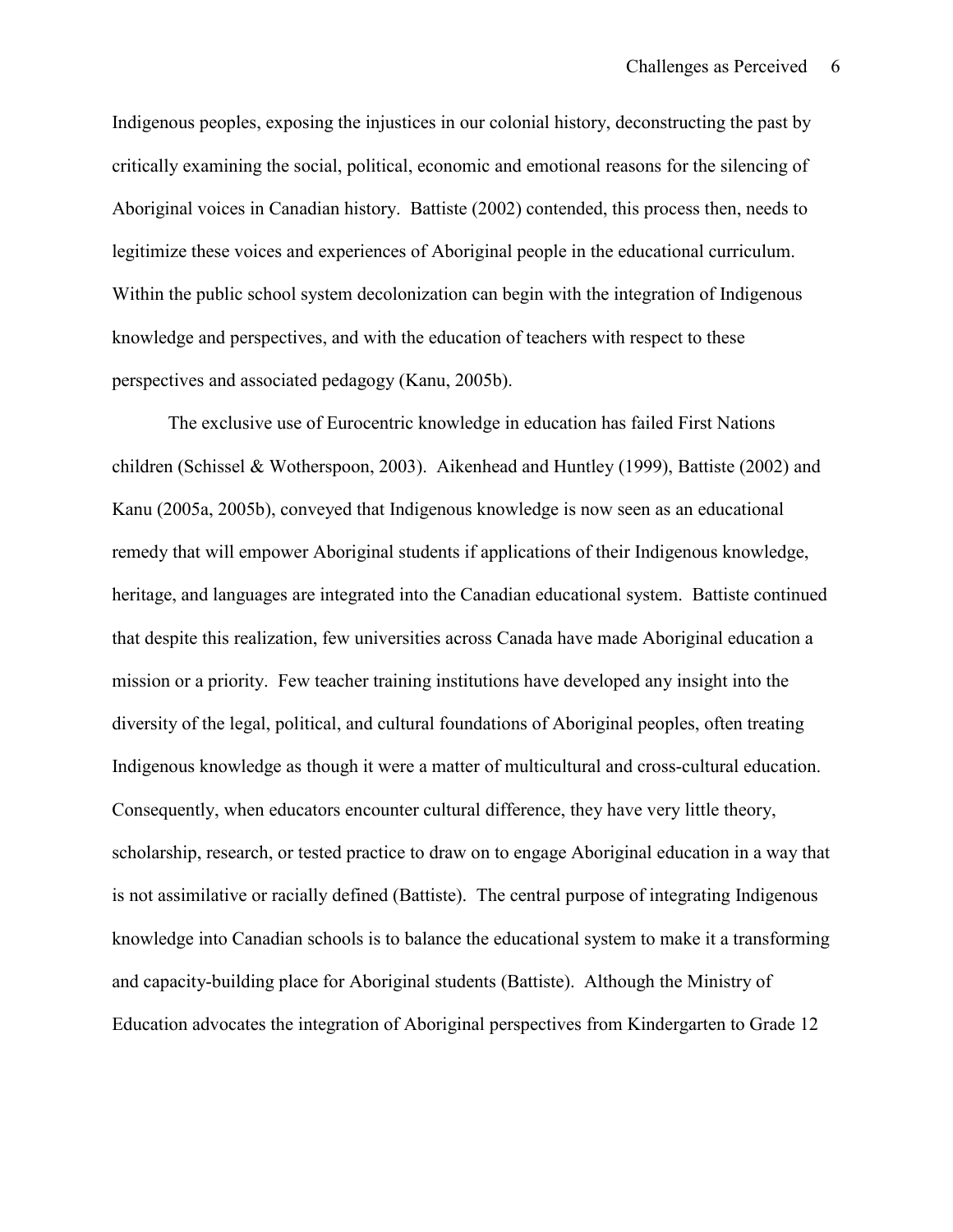Indigenous peoples, exposing the injustices in our colonial history, deconstructing the past by critically examining the social, political, economic and emotional reasons for the silencing of Aboriginal voices in Canadian history. Battiste (2002) contended, this process then, needs to legitimize these voices and experiences of Aboriginal people in the educational curriculum. Within the public school system decolonization can begin with the integration of Indigenous knowledge and perspectives, and with the education of teachers with respect to these perspectives and associated pedagogy (Kanu, 2005b).

The exclusive use of Eurocentric knowledge in education has failed First Nations children (Schissel & Wotherspoon, 2003). Aikenhead and Huntley (1999), Battiste (2002) and Kanu (2005a, 2005b), conveyed that Indigenous knowledge is now seen as an educational remedy that will empower Aboriginal students if applications of their Indigenous knowledge, heritage, and languages are integrated into the Canadian educational system. Battiste continued that despite this realization, few universities across Canada have made Aboriginal education a mission or a priority. Few teacher training institutions have developed any insight into the diversity of the legal, political, and cultural foundations of Aboriginal peoples, often treating Indigenous knowledge as though it were a matter of multicultural and cross-cultural education. Consequently, when educators encounter cultural difference, they have very little theory, scholarship, research, or tested practice to draw on to engage Aboriginal education in a way that is not assimilative or racially defined (Battiste). The central purpose of integrating Indigenous knowledge into Canadian schools is to balance the educational system to make it a transforming and capacity-building place for Aboriginal students (Battiste). Although the Ministry of Education advocates the integration of Aboriginal perspectives from Kindergarten to Grade 12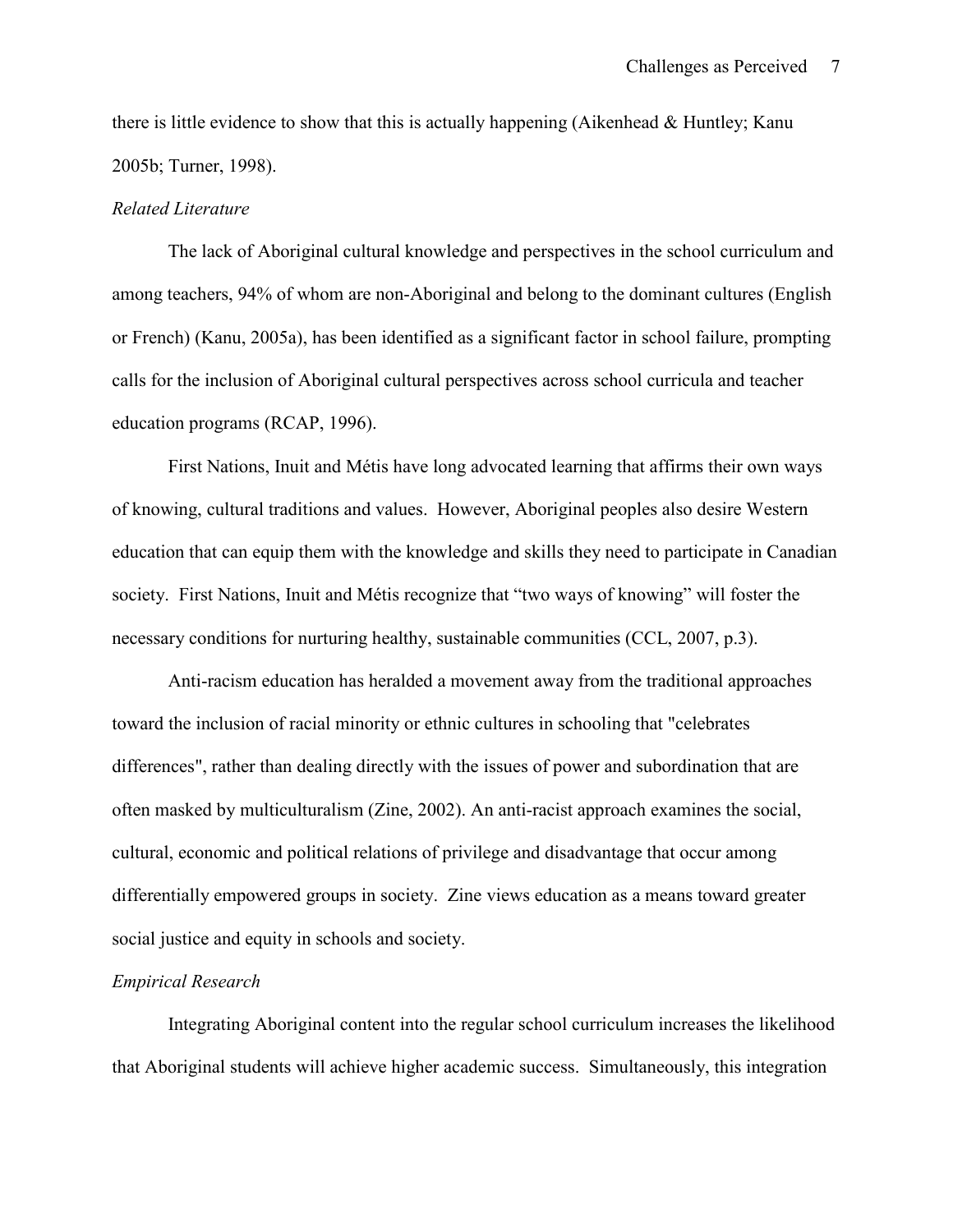there is little evidence to show that this is actually happening (Aikenhead & Huntley; Kanu 2005b; Turner, 1998).

*Related Literature*

The lack of Aboriginal cultural knowledge and perspectives in the school curriculum and among teachers, 94% of whom are non-Aboriginal and belong to the dominant cultures (English or French) (Kanu, 2005a), has been identified as a significant factor in school failure, prompting calls for the inclusion of Aboriginal cultural perspectives across school curricula and teacher education programs (RCAP, 1996).

First Nations, Inuit and Métis have long advocated learning that affirms their own ways of knowing, cultural traditions and values. However, Aboriginal peoples also desire Western education that can equip them with the knowledge and skills they need to participate in Canadian society. First Nations, Inuit and Métis recognize that "two ways of knowing" will foster the necessary conditions for nurturing healthy, sustainable communities (CCL, 2007, p.3).

Anti-racism education has heralded a movement away from the traditional approaches toward the inclusion of racial minority or ethnic cultures in schooling that "celebrates differences", rather than dealing directly with the issues of power and subordination that are often masked by multiculturalism (Zine, 2002). An anti-racist approach examines the social, cultural, economic and political relations of privilege and disadvantage that occur among differentially empowered groups in society. Zine views education as a means toward greater social justice and equity in schools and society.

*Empirical Research*

Integrating Aboriginal content into the regular school curriculum increases the likelihood that Aboriginal students will achieve higher academic success. Simultaneously, this integration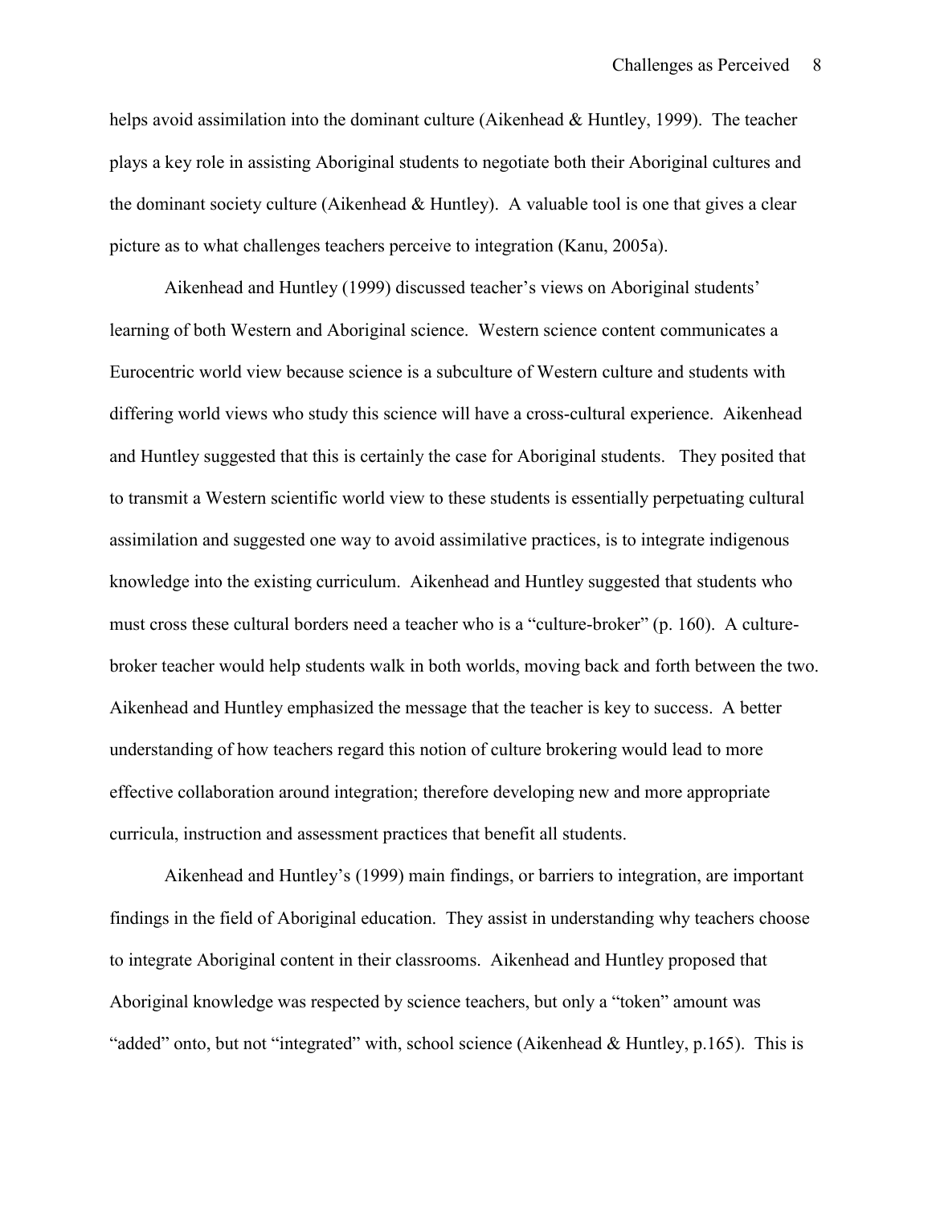helps avoid assimilation into the dominant culture (Aikenhead & Huntley, 1999). The teacher plays a key role in assisting Aboriginal students to negotiate both their Aboriginal cultures and the dominant society culture (Aikenhead & Huntley). A valuable tool is one that gives a clear picture as to what challenges teachers perceive to integration (Kanu, 2005a).

Aikenhead and Huntley (1999) discussed teacher's views on Aboriginal students' learning of both Western and Aboriginal science. Western science content communicates a Eurocentric world view because science is a subculture of Western culture and students with differing world views who study this science will have a cross-cultural experience. Aikenhead and Huntley suggested that this is certainly the case for Aboriginal students. They posited that to transmit a Western scientific world view to these students is essentially perpetuating cultural assimilation and suggested one way to avoid assimilative practices, is to integrate indigenous knowledge into the existing curriculum. Aikenhead and Huntley suggested that students who must cross these cultural borders need a teacher who is a "culture-broker" (p. 160). A culture-broker teacher would help students walk in both worlds, moving back and forth between the two. Aikenhead and Huntley emphasized the message that the teacher is key to success. A better understanding of how teachers regard this notion of culture brokering would lead to more effective collaboration around integration; therefore developing new and more appropriate curricula, instruction and assessment practices that benefit all students.

Aikenhead and Huntley's (1999) main findings, or barriers to integration, are important findings in the field of Aboriginal education. They assist in understanding why teachers choose to integrate Aboriginal content in their classrooms. Aikenhead and Huntley proposed that Aboriginal knowledge was respected by science teachers, but only a "token" amount was "added" onto, but not "integrated" with, school science (Aikenhead & Huntley, p.165). This is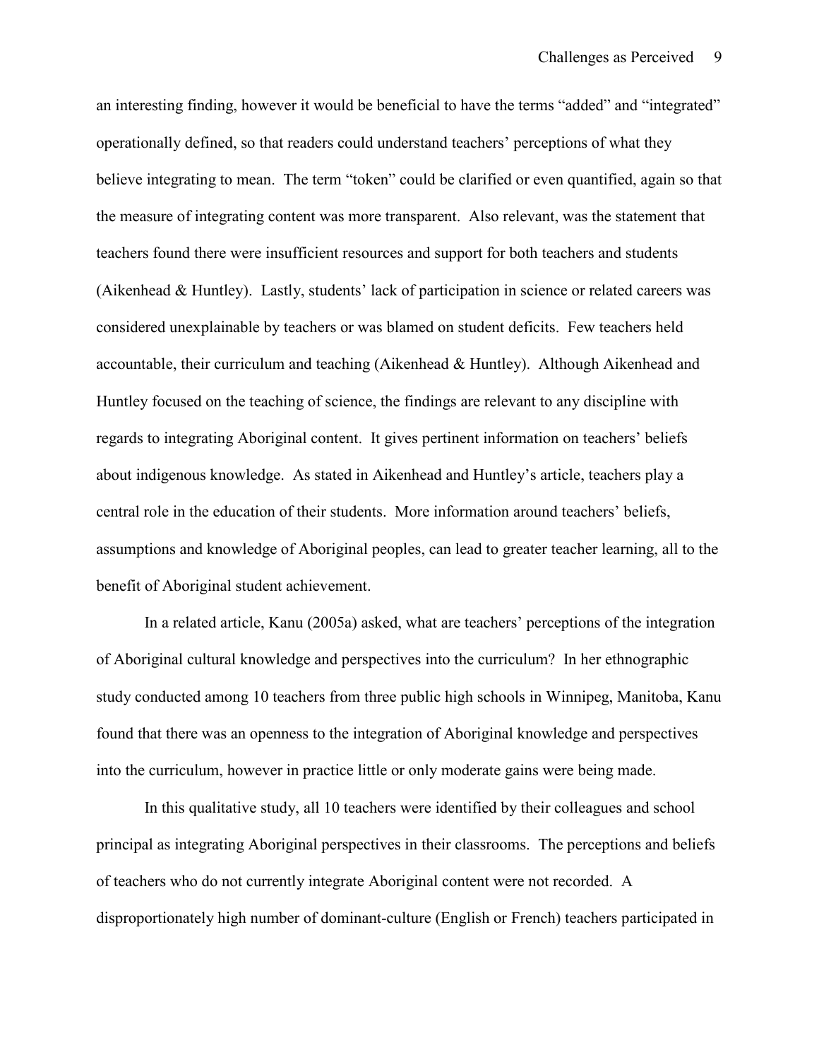an interesting finding, however it would be beneficial to have the terms "added" and "integrated" operationally defined, so that readers could understand teachers' perceptions of what they believe integrating to mean. The term "token" could be clarified or even quantified, again so that the measure of integrating content was more transparent. Also relevant, was the statement that teachers found there were insufficient resources and support for both teachers and students (Aikenhead & Huntley). Lastly, students' lack of participation in science or related careers was considered unexplainable by teachers or was blamed on student deficits. Few teachers held accountable, their curriculum and teaching (Aikenhead & Huntley). Although Aikenhead and Huntley focused on the teaching of science, the findings are relevant to any discipline with regards to integrating Aboriginal content. It gives pertinent information on teachers' beliefs about indigenous knowledge. As stated in Aikenhead and Huntley's article, teachers play a central role in the education of their students. More information around teachers' beliefs, assumptions and knowledge of Aboriginal peoples, can lead to greater teacher learning, all to the benefit of Aboriginal student achievement.

In a related article, Kanu (2005a) asked, what are teachers' perceptions of the integration of Aboriginal cultural knowledge and perspectives into the curriculum? In her ethnographic study conducted among 10 teachers from three public high schools in Winnipeg, Manitoba, Kanu found that there was an openness to the integration of Aboriginal knowledge and perspectives into the curriculum, however in practice little or only moderate gains were being made.

In this qualitative study, all 10 teachers were identified by their colleagues and school principal as integrating Aboriginal perspectives in their classrooms. The perceptions and beliefs of teachers who do not currently integrate Aboriginal content were not recorded. A disproportionately high number of dominant-culture (English or French) teachers participated in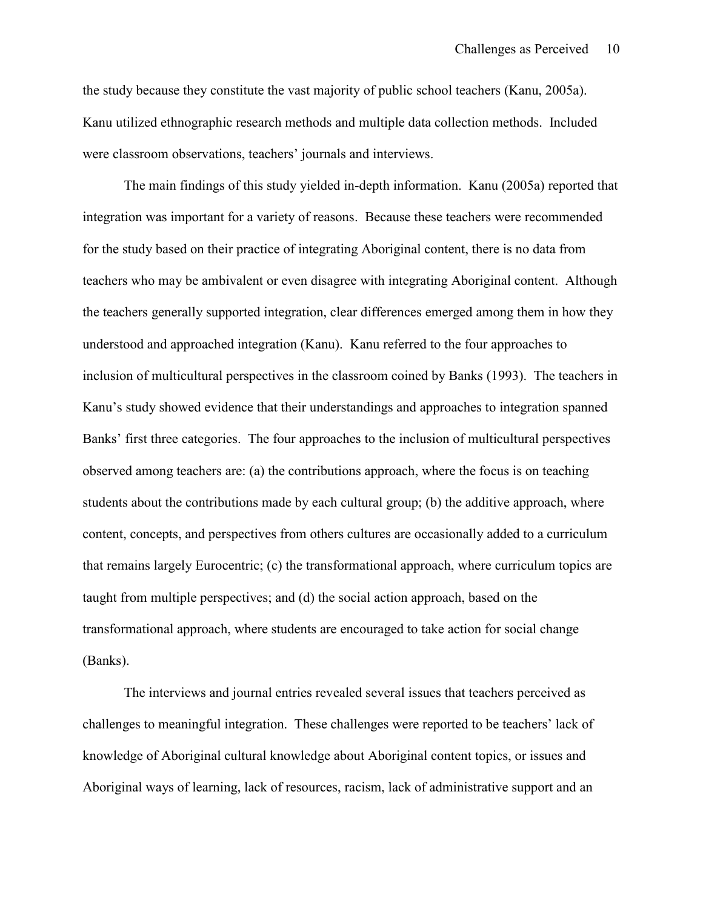the study because they constitute the vast majority of public school teachers (Kanu, 2005a). Kanu utilized ethnographic research methods and multiple data collection methods. Included were classroom observations, teachers' journals and interviews.

The main findings of this study yielded in-depth information. Kanu (2005a) reported that integration was important for a variety of reasons. Because these teachers were recommended for the study based on their practice of integrating Aboriginal content, there is no data from teachers who may be ambivalent or even disagree with integrating Aboriginal content. Although the teachers generally supported integration, clear differences emerged among them in how they understood and approached integration (Kanu). Kanu referred to the four approaches to inclusion of multicultural perspectives in the classroom coined by Banks (1993). The teachers in Kanu's study showed evidence that their understandings and approaches to integration spanned Banks' first three categories. The four approaches to the inclusion of multicultural perspectives observed among teachers are: (a) the contributions approach, where the focus is on teaching students about the contributions made by each cultural group; (b) the additive approach, where content, concepts, and perspectives from others cultures are occasionally added to a curriculum that remains largely Eurocentric; (c) the transformational approach, where curriculum topics are taught from multiple perspectives; and (d) the social action approach, based on the transformational approach, where students are encouraged to take action for social change (Banks).

The interviews and journal entries revealed several issues that teachers perceived as challenges to meaningful integration. These challenges were reported to be teachers' lack of knowledge of Aboriginal cultural knowledge about Aboriginal content topics, or issues and Aboriginal ways of learning, lack of resources, racism, lack of administrative support and an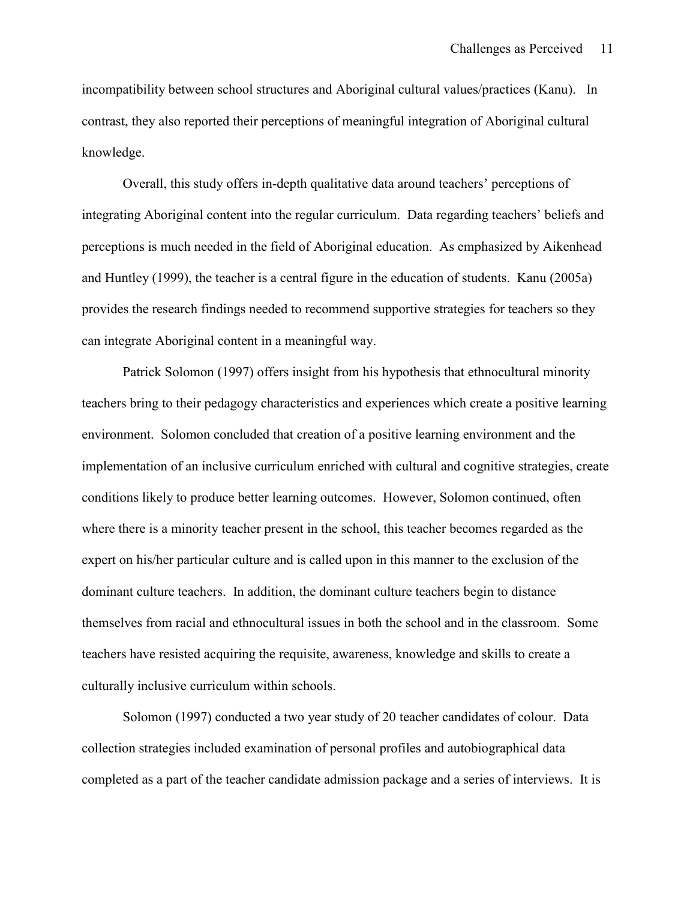incompatibility between school structures and Aboriginal cultural values/practices (Kanu). In contrast, they also reported their perceptions of meaningful integration of Aboriginal cultural knowledge.

Overall, this study offers in-depth qualitative data around teachers' perceptions of integrating Aboriginal content into the regular curriculum. Data regarding teachers' beliefs and perceptions is much needed in the field of Aboriginal education. As emphasized by Aikenhead and Huntley (1999), the teacher is a central figure in the education of students. Kanu (2005a) provides the research findings needed to recommend supportive strategies for teachers so they can integrate Aboriginal content in a meaningful way.

Patrick Solomon (1997) offers insight from his hypothesis that ethnocultural minority teachers bring to their pedagogy characteristics and experiences which create a positive learning environment. Solomon concluded that creation of a positive learning environment and the implementation of an inclusive curriculum enriched with cultural and cognitive strategies, create conditions likely to produce better learning outcomes. However, Solomon continued, often where there is a minority teacher present in the school, this teacher becomes regarded as the expert on his/her particular culture and is called upon in this manner to the exclusion of the dominant culture teachers. In addition, the dominant culture teachers begin to distance themselves from racial and ethnocultural issues in both the school and in the classroom. Some teachers have resisted acquiring the requisite, awareness, knowledge and skills to create a culturally inclusive curriculum within schools.

Solomon (1997) conducted a two year study of 20 teacher candidates of colour. Data collection strategies included examination of personal profiles and autobiographical data completed as a part of the teacher candidate admission package and a series of interviews. It is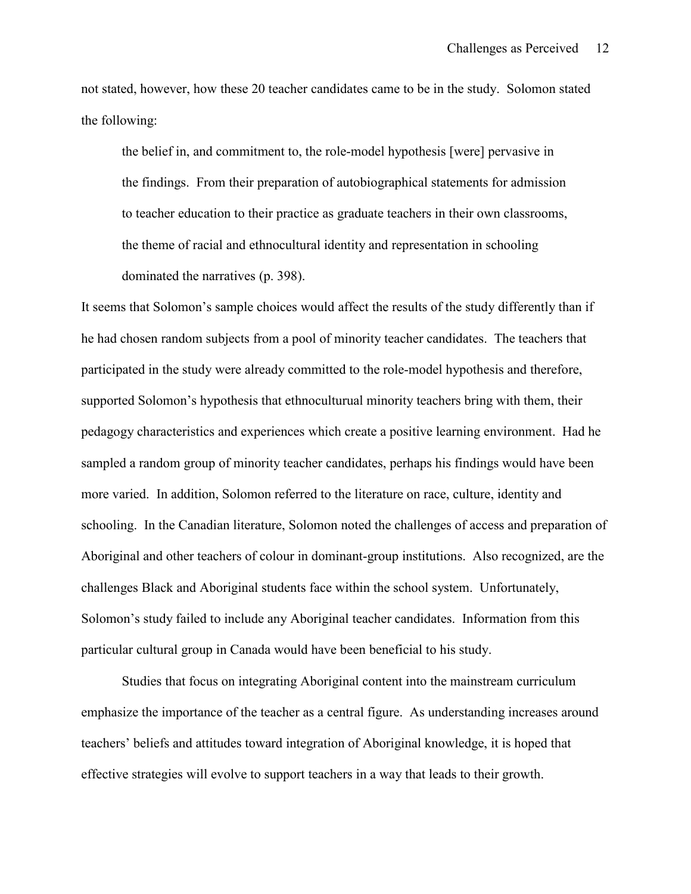not stated, however, how these 20 teacher candidates came to be in the study. Solomon stated the following:

> the belief in, and commitment to, the role-model hypothesis [were] pervasive in the findings. From their preparation of autobiographical statements for admission to teacher education to their practice as graduate teachers in their own classrooms, the theme of racial and ethnocultural identity and representation in schooling dominated the narratives (p. 398).

It seems that Solomon's sample choices would affect the results of the study differently than if he had chosen random subjects from a pool of minority teacher candidates. The teachers that participated in the study were already committed to the role-model hypothesis and therefore, supported Solomon's hypothesis that ethnoculturual minority teachers bring with them, their pedagogy characteristics and experiences which create a positive learning environment. Had he sampled a random group of minority teacher candidates, perhaps his findings would have been more varied. In addition, Solomon referred to the literature on race, culture, identity and schooling. In the Canadian literature, Solomon noted the challenges of access and preparation of Aboriginal and other teachers of colour in dominant-group institutions. Also recognized, are the challenges Black and Aboriginal students face within the school system. Unfortunately, Solomon's study failed to include any Aboriginal teacher candidates. Information from this particular cultural group in Canada would have been beneficial to his study.

Studies that focus on integrating Aboriginal content into the mainstream curriculum emphasize the importance of the teacher as a central figure. As understanding increases around teachers' beliefs and attitudes toward integration of Aboriginal knowledge, it is hoped that effective strategies will evolve to support teachers in a way that leads to their growth.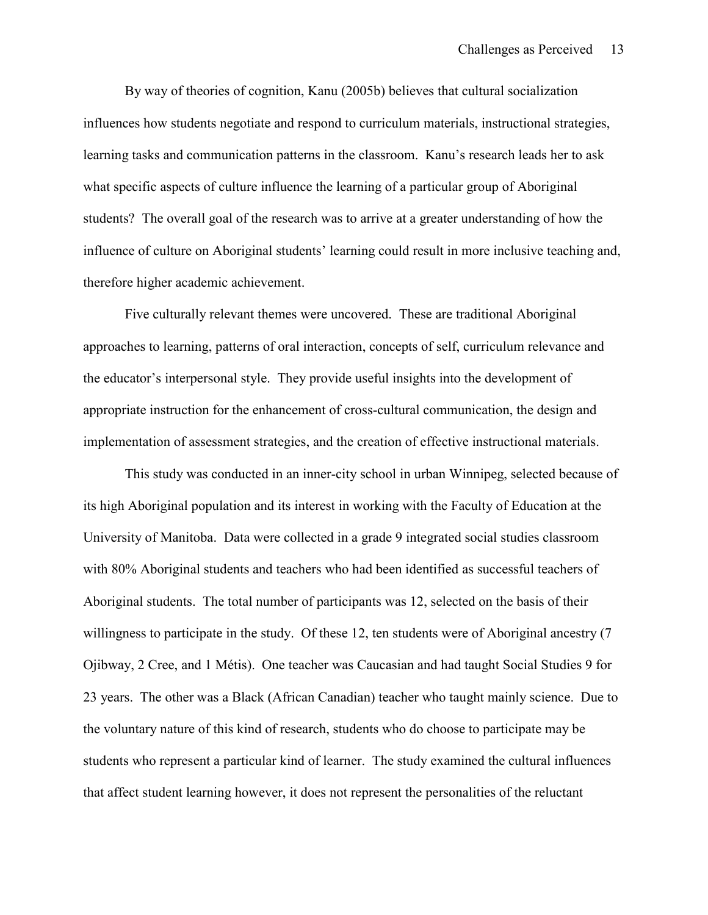By way of theories of cognition, Kanu (2005b) believes that cultural socialization influences how students negotiate and respond to curriculum materials, instructional strategies, learning tasks and communication patterns in the classroom. Kanu's research leads her to ask what specific aspects of culture influence the learning of a particular group of Aboriginal students? The overall goal of the research was to arrive at a greater understanding of how the influence of culture on Aboriginal students' learning could result in more inclusive teaching and, therefore higher academic achievement.

Five culturally relevant themes were uncovered. These are traditional Aboriginal approaches to learning, patterns of oral interaction, concepts of self, curriculum relevance and the educator's interpersonal style. They provide useful insights into the development of appropriate instruction for the enhancement of cross-cultural communication, the design and implementation of assessment strategies, and the creation of effective instructional materials.

This study was conducted in an inner-city school in urban Winnipeg, selected because of its high Aboriginal population and its interest in working with the Faculty of Education at the University of Manitoba. Data were collected in a grade 9 integrated social studies classroom with 80% Aboriginal students and teachers who had been identified as successful teachers of Aboriginal students. The total number of participants was 12, selected on the basis of their willingness to participate in the study. Of these 12, ten students were of Aboriginal ancestry (7 Ojibway, 2 Cree, and 1 Métis). One teacher was Caucasian and had taught Social Studies 9 for 23 years. The other was a Black (African Canadian) teacher who taught mainly science. Due to the voluntary nature of this kind of research, students who do choose to participate may be students who represent a particular kind of learner. The study examined the cultural influences that affect student learning however, it does not represent the personalities of the reluctant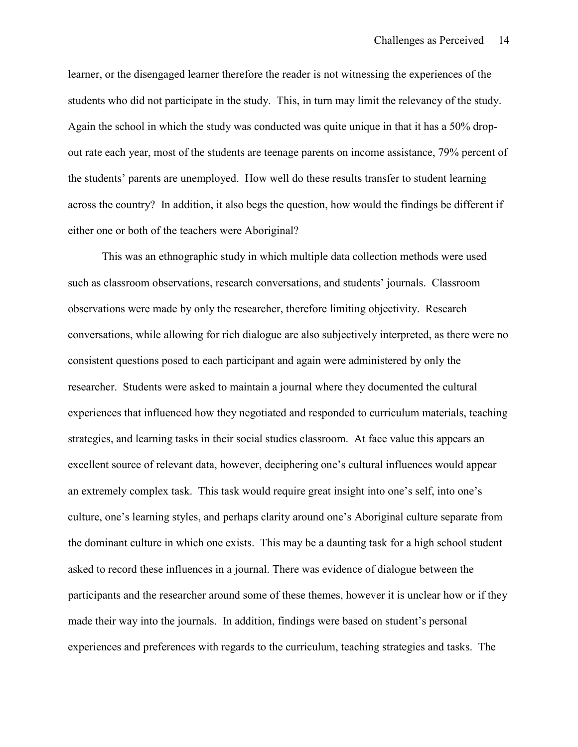learner, or the disengaged learner therefore the reader is not witnessing the experiences of the students who did not participate in the study. This, in turn may limit the relevancy of the study. Again the school in which the study was conducted was quite unique in that it has a 50% drop-out rate each year, most of the students are teenage parents on income assistance, 79% percent of the students' parents are unemployed. How well do these results transfer to student learning across the country? In addition, it also begs the question, how would the findings be different if either one or both of the teachers were Aboriginal?

This was an ethnographic study in which multiple data collection methods were used such as classroom observations, research conversations, and students' journals. Classroom observations were made by only the researcher, therefore limiting objectivity. Research conversations, while allowing for rich dialogue are also subjectively interpreted, as there were no consistent questions posed to each participant and again were administered by only the researcher. Students were asked to maintain a journal where they documented the cultural experiences that influenced how they negotiated and responded to curriculum materials, teaching strategies, and learning tasks in their social studies classroom. At face value this appears an excellent source of relevant data, however, deciphering one's cultural influences would appear an extremely complex task. This task would require great insight into one's self, into one's culture, one's learning styles, and perhaps clarity around one's Aboriginal culture separate from the dominant culture in which one exists. This may be a daunting task for a high school student asked to record these influences in a journal. There was evidence of dialogue between the participants and the researcher around some of these themes, however it is unclear how or if they made their way into the journals. In addition, findings were based on student's personal experiences and preferences with regards to the curriculum, teaching strategies and tasks. The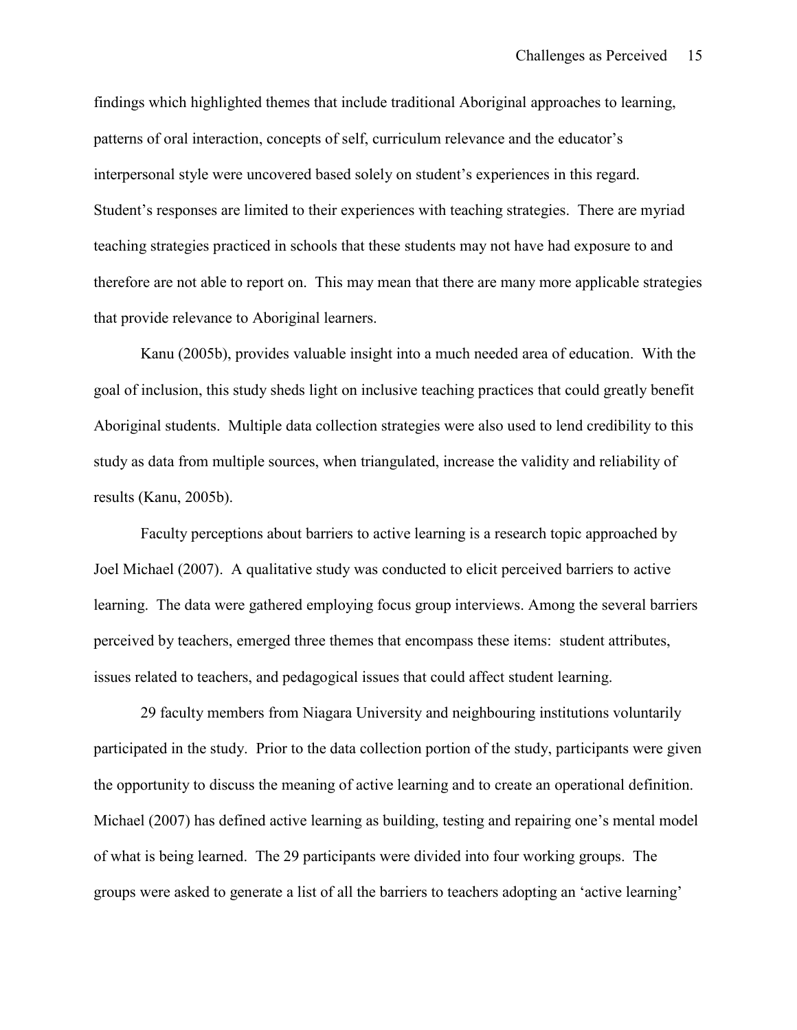findings which highlighted themes that include traditional Aboriginal approaches to learning, patterns of oral interaction, concepts of self, curriculum relevance and the educator's interpersonal style were uncovered based solely on student's experiences in this regard. Student's responses are limited to their experiences with teaching strategies. There are myriad teaching strategies practiced in schools that these students may not have had exposure to and therefore are not able to report on. This may mean that there are many more applicable strategies that provide relevance to Aboriginal learners.

Kanu (2005b), provides valuable insight into a much needed area of education. With the goal of inclusion, this study sheds light on inclusive teaching practices that could greatly benefit Aboriginal students. Multiple data collection strategies were also used to lend credibility to this study as data from multiple sources, when triangulated, increase the validity and reliability of results (Kanu, 2005b).

Faculty perceptions about barriers to active learning is a research topic approached by Joel Michael (2007). A qualitative study was conducted to elicit perceived barriers to active learning. The data were gathered employing focus group interviews. Among the several barriers perceived by teachers, emerged three themes that encompass these items: student attributes, issues related to teachers, and pedagogical issues that could affect student learning.

29 faculty members from Niagara University and neighbouring institutions voluntarily participated in the study. Prior to the data collection portion of the study, participants were given the opportunity to discuss the meaning of active learning and to create an operational definition. Michael (2007) has defined active learning as building, testing and repairing one's mental model of what is being learned. The 29 participants were divided into four working groups. The groups were asked to generate a list of all the barriers to teachers adopting an 'active learning'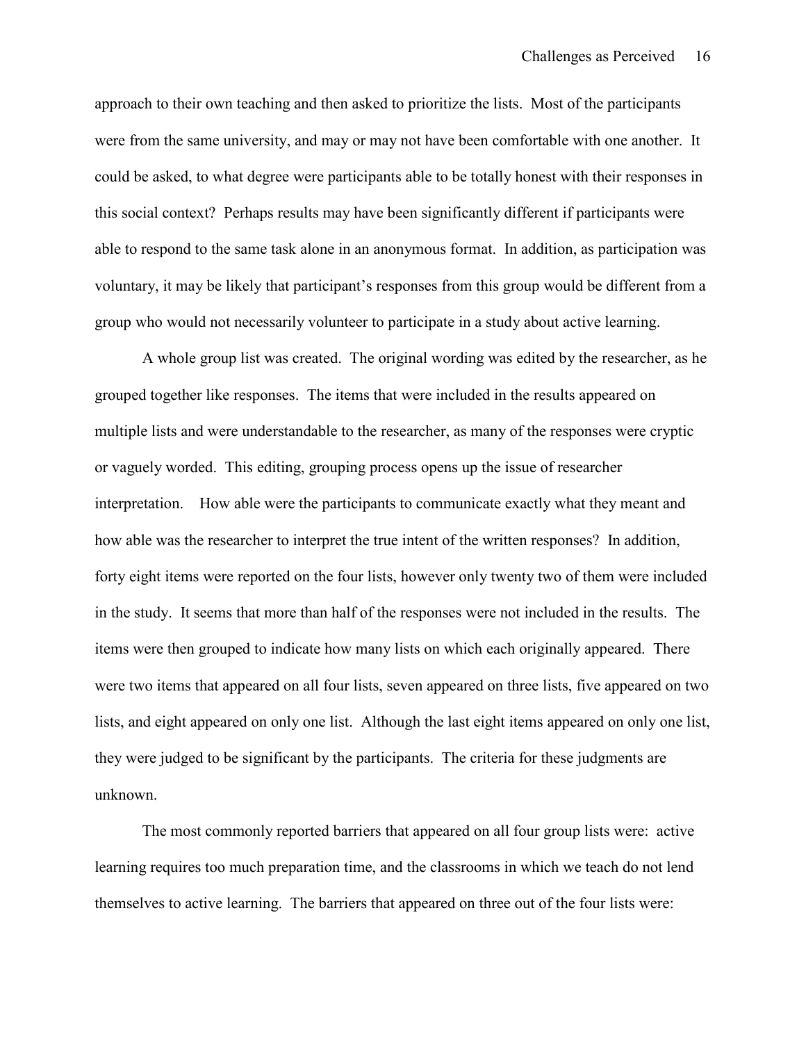approach to their own teaching and then asked to prioritize the lists. Most of the participants were from the same university, and may or may not have been comfortable with one another. It could be asked, to what degree were participants able to be totally honest with their responses in this social context? Perhaps results may have been significantly different if participants were able to respond to the same task alone in an anonymous format. In addition, as participation was voluntary, it may be likely that participant's responses from this group would be different from a group who would not necessarily volunteer to participate in a study about active learning.

A whole group list was created. The original wording was edited by the researcher, as he grouped together like responses. The items that were included in the results appeared on multiple lists and were understandable to the researcher, as many of the responses were cryptic or vaguely worded. This editing, grouping process opens up the issue of researcher interpretation. How able were the participants to communicate exactly what they meant and how able was the researcher to interpret the true intent of the written responses? In addition, forty eight items were reported on the four lists, however only twenty two of them were included in the study. It seems that more than half of the responses were not included in the results. The items were then grouped to indicate how many lists on which each originally appeared. There were two items that appeared on all four lists, seven appeared on three lists, five appeared on two lists, and eight appeared on only one list. Although the last eight items appeared on only one list, they were judged to be significant by the participants. The criteria for these judgments are unknown.

The most commonly reported barriers that appeared on all four group lists were: active learning requires too much preparation time, and the classrooms in which we teach do not lend themselves to active learning. The barriers that appeared on three out of the four lists were: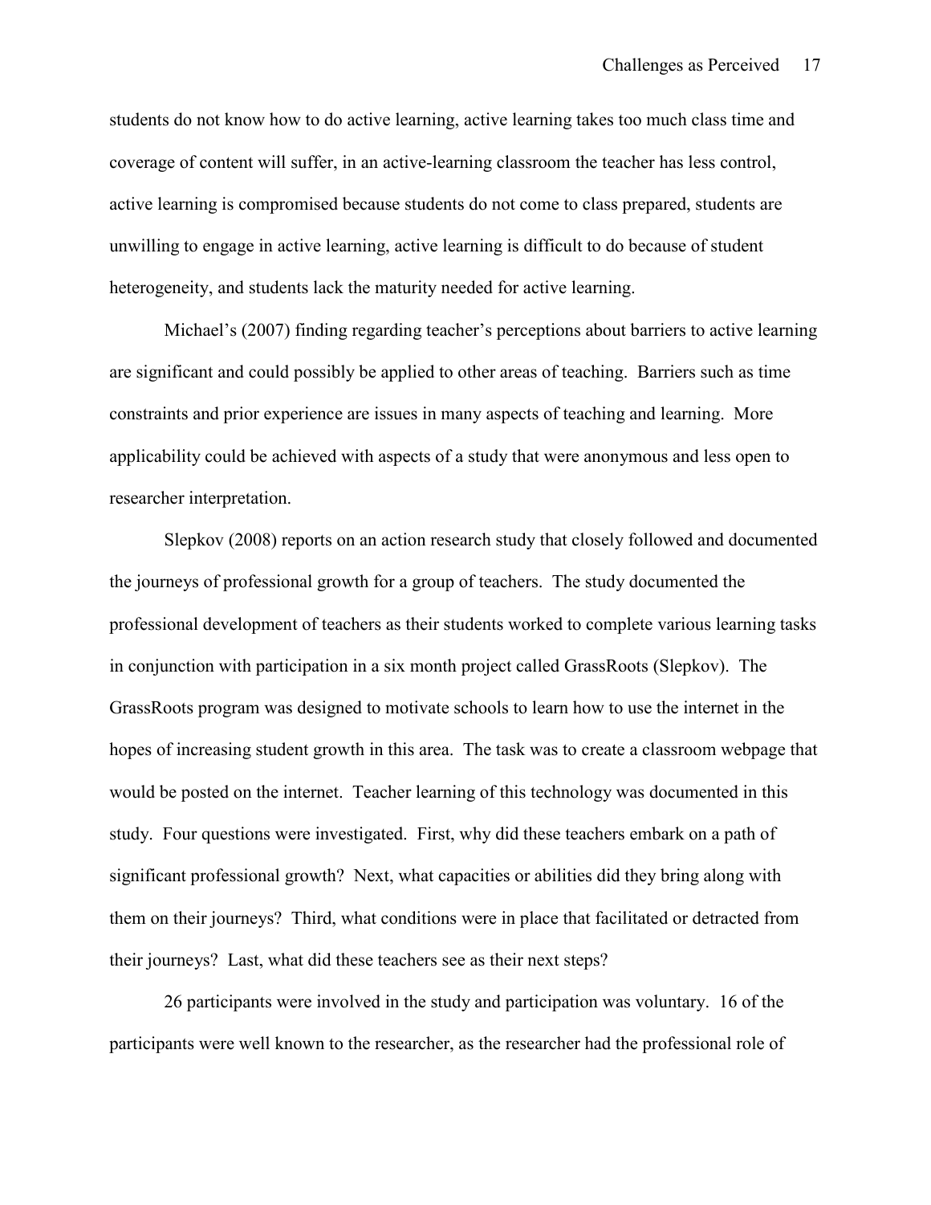students do not know how to do active learning, active learning takes too much class time and coverage of content will suffer, in an active-learning classroom the teacher has less control, active learning is compromised because students do not come to class prepared, students are unwilling to engage in active learning, active learning is difficult to do because of student heterogeneity, and students lack the maturity needed for active learning.

Michael's (2007) finding regarding teacher's perceptions about barriers to active learning are significant and could possibly be applied to other areas of teaching. Barriers such as time constraints and prior experience are issues in many aspects of teaching and learning. More applicability could be achieved with aspects of a study that were anonymous and less open to researcher interpretation.

Slepkov (2008) reports on an action research study that closely followed and documented the journeys of professional growth for a group of teachers. The study documented the professional development of teachers as their students worked to complete various learning tasks in conjunction with participation in a six month project called GrassRoots (Slepkov). The GrassRoots program was designed to motivate schools to learn how to use the internet in the hopes of increasing student growth in this area. The task was to create a classroom webpage that would be posted on the internet. Teacher learning of this technology was documented in this study. Four questions were investigated. First, why did these teachers embark on a path of significant professional growth? Next, what capacities or abilities did they bring along with them on their journeys? Third, what conditions were in place that facilitated or detracted from their journeys? Last, what did these teachers see as their next steps?

26 participants were involved in the study and participation was voluntary. 16 of the participants were well known to the researcher, as the researcher had the professional role of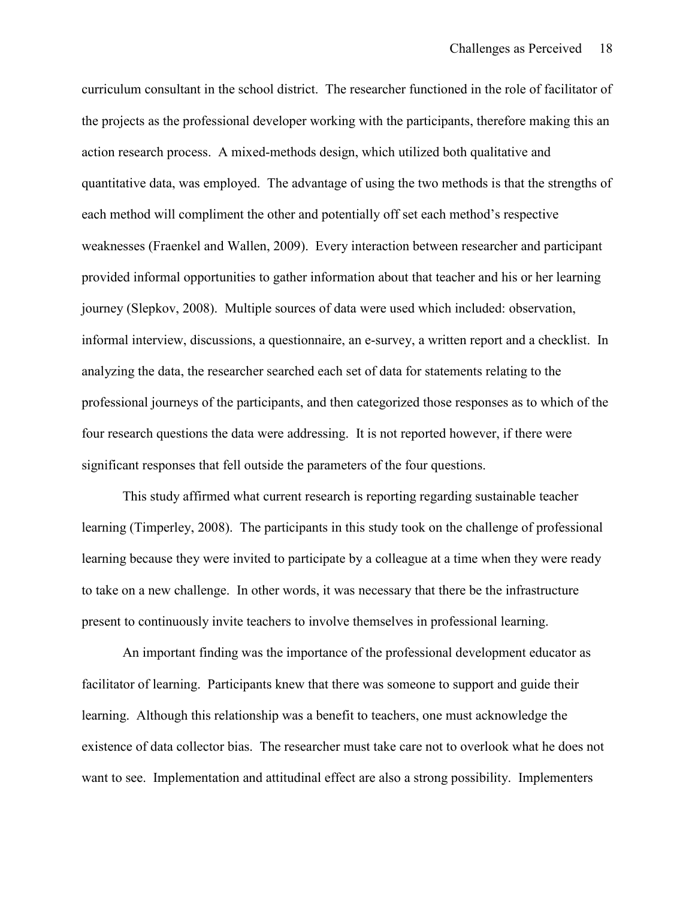curriculum consultant in the school district. The researcher functioned in the role of facilitator of the projects as the professional developer working with the participants, therefore making this an action research process. A mixed-methods design, which utilized both qualitative and quantitative data, was employed. The advantage of using the two methods is that the strengths of each method will compliment the other and potentially off set each method's respective weaknesses (Fraenkel and Wallen, 2009). Every interaction between researcher and participant provided informal opportunities to gather information about that teacher and his or her learning journey (Slepkov, 2008). Multiple sources of data were used which included: observation, informal interview, discussions, a questionnaire, an e-survey, a written report and a checklist. In analyzing the data, the researcher searched each set of data for statements relating to the professional journeys of the participants, and then categorized those responses as to which of the four research questions the data were addressing. It is not reported however, if there were significant responses that fell outside the parameters of the four questions.

This study affirmed what current research is reporting regarding sustainable teacher learning (Timperley, 2008). The participants in this study took on the challenge of professional learning because they were invited to participate by a colleague at a time when they were ready to take on a new challenge. In other words, it was necessary that there be the infrastructure present to continuously invite teachers to involve themselves in professional learning.

An important finding was the importance of the professional development educator as facilitator of learning. Participants knew that there was someone to support and guide their learning. Although this relationship was a benefit to teachers, one must acknowledge the existence of data collector bias. The researcher must take care not to overlook what he does not want to see. Implementation and attitudinal effect are also a strong possibility. Implementers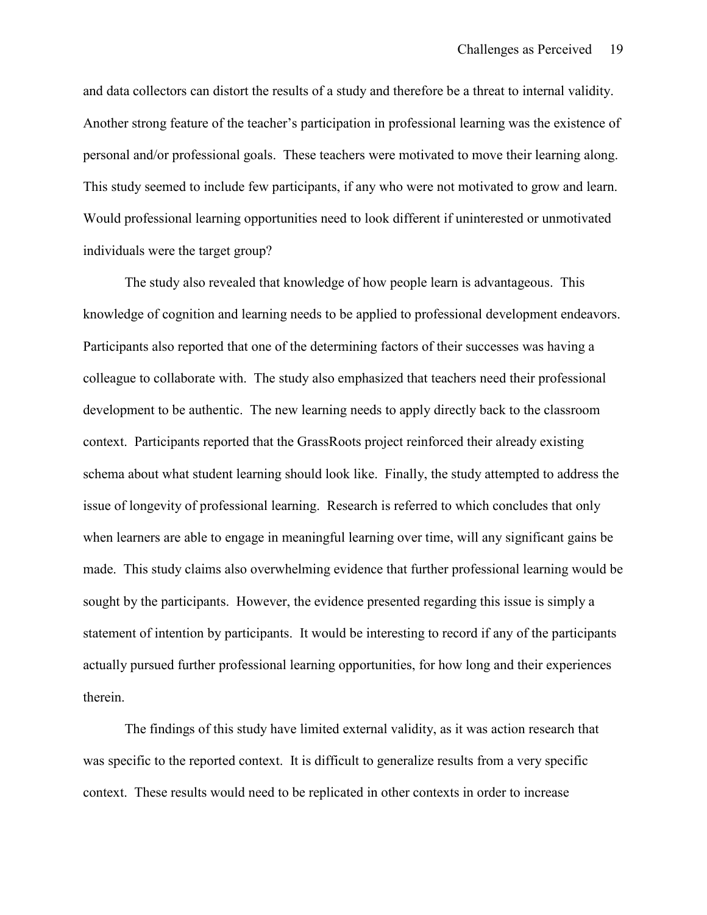and data collectors can distort the results of a study and therefore be a threat to internal validity. Another strong feature of the teacher's participation in professional learning was the existence of personal and/or professional goals. These teachers were motivated to move their learning along. This study seemed to include few participants, if any who were not motivated to grow and learn. Would professional learning opportunities need to look different if uninterested or unmotivated individuals were the target group?

The study also revealed that knowledge of how people learn is advantageous. This knowledge of cognition and learning needs to be applied to professional development endeavors. Participants also reported that one of the determining factors of their successes was having a colleague to collaborate with. The study also emphasized that teachers need their professional development to be authentic. The new learning needs to apply directly back to the classroom context. Participants reported that the GrassRoots project reinforced their already existing schema about what student learning should look like. Finally, the study attempted to address the issue of longevity of professional learning. Research is referred to which concludes that only when learners are able to engage in meaningful learning over time, will any significant gains be made. This study claims also overwhelming evidence that further professional learning would be sought by the participants. However, the evidence presented regarding this issue is simply a statement of intention by participants. It would be interesting to record if any of the participants actually pursued further professional learning opportunities, for how long and their experiences therein.

The findings of this study have limited external validity, as it was action research that was specific to the reported context. It is difficult to generalize results from a very specific context. These results would need to be replicated in other contexts in order to increase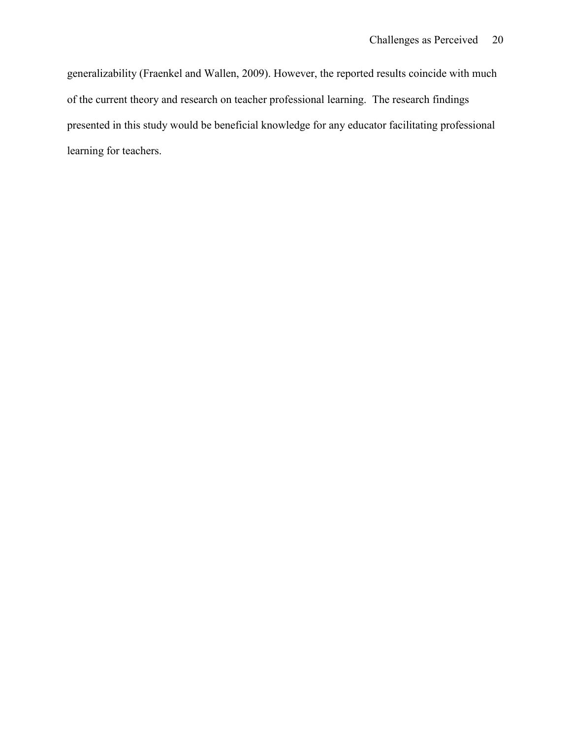generalizability (Fraenkel and Wallen, 2009). However, the reported results coincide with much of the current theory and research on teacher professional learning. The research findings presented in this study would be beneficial knowledge for any educator facilitating professional learning for teachers.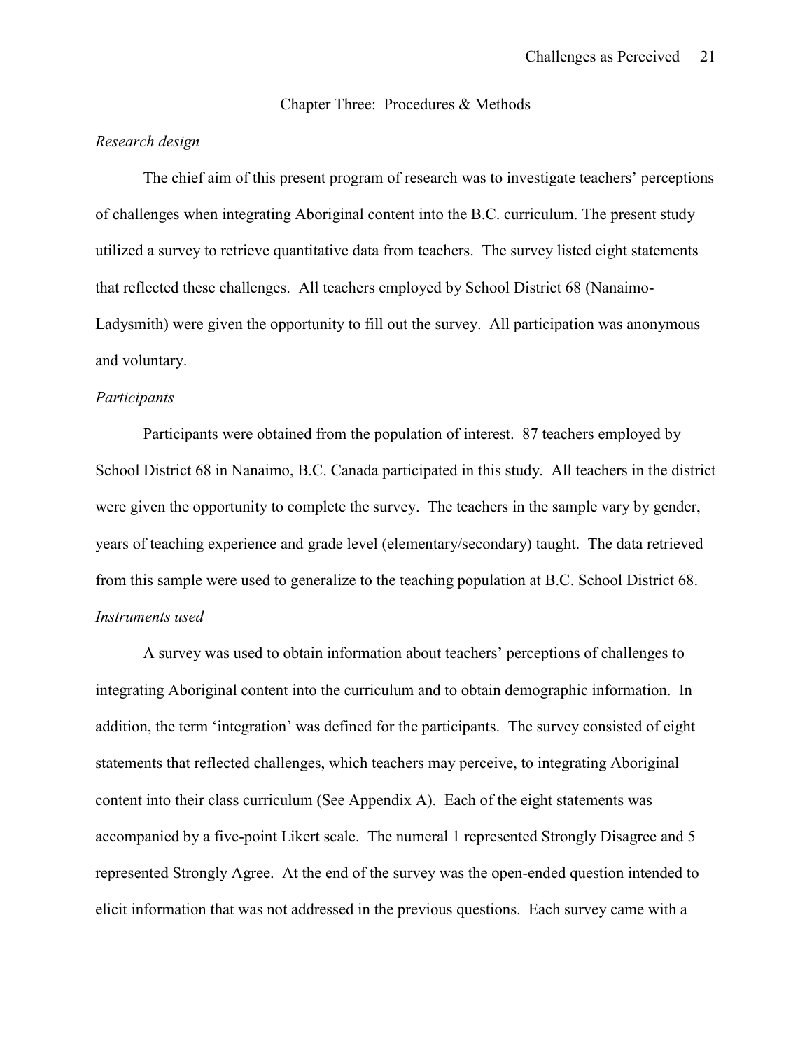## Chapter Three: Procedures & Methods

*Research design*

The chief aim of this present program of research was to investigate teachers' perceptions of challenges when integrating Aboriginal content into the B.C. curriculum. The present study utilized a survey to retrieve quantitative data from teachers. The survey listed eight statements that reflected these challenges. All teachers employed by School District 68 (Nanaimo-Ladysmith) were given the opportunity to fill out the survey. All participation was anonymous and voluntary.

*Participants*

Participants were obtained from the population of interest. 87 teachers employed by School District 68 in Nanaimo, B.C. Canada participated in this study. All teachers in the district were given the opportunity to complete the survey. The teachers in the sample vary by gender, years of teaching experience and grade level (elementary/secondary) taught. The data retrieved from this sample were used to generalize to the teaching population at B.C. School District 68.

*Instruments used*

A survey was used to obtain information about teachers' perceptions of challenges to integrating Aboriginal content into the curriculum and to obtain demographic information. In addition, the term 'integration' was defined for the participants. The survey consisted of eight statements that reflected challenges, which teachers may perceive, to integrating Aboriginal content into their class curriculum (See Appendix A). Each of the eight statements was accompanied by a five-point Likert scale. The numeral 1 represented Strongly Disagree and 5 represented Strongly Agree. At the end of the survey was the open-ended question intended to elicit information that was not addressed in the previous questions. Each survey came with a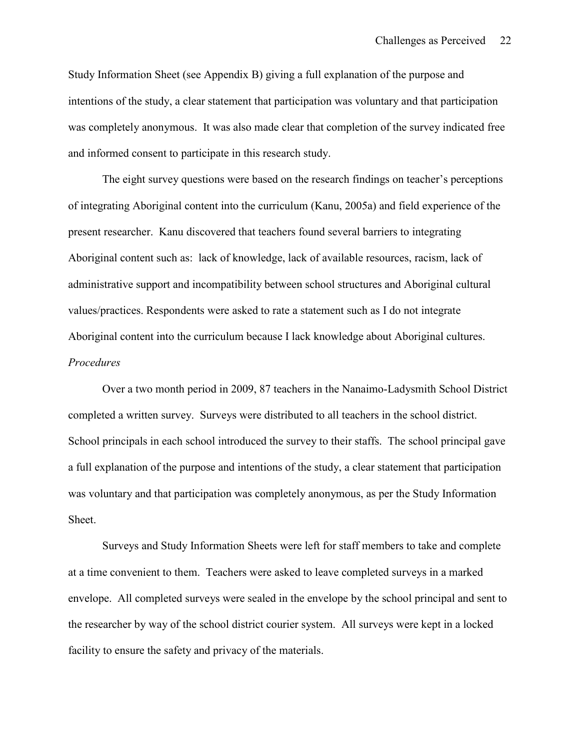Study Information Sheet (see Appendix B) giving a full explanation of the purpose and intentions of the study, a clear statement that participation was voluntary and that participation was completely anonymous. It was also made clear that completion of the survey indicated free and informed consent to participate in this research study.

The eight survey questions were based on the research findings on teacher's perceptions of integrating Aboriginal content into the curriculum (Kanu, 2005a) and field experience of the present researcher. Kanu discovered that teachers found several barriers to integrating Aboriginal content such as: lack of knowledge, lack of available resources, racism, lack of administrative support and incompatibility between school structures and Aboriginal cultural values/practices. Respondents were asked to rate a statement such as I do not integrate Aboriginal content into the curriculum because I lack knowledge about Aboriginal cultures.

*Procedures*

Over a two month period in 2009, 87 teachers in the Nanaimo-Ladysmith School District completed a written survey. Surveys were distributed to all teachers in the school district. School principals in each school introduced the survey to their staffs. The school principal gave a full explanation of the purpose and intentions of the study, a clear statement that participation was voluntary and that participation was completely anonymous, as per the Study Information Sheet.

Surveys and Study Information Sheets were left for staff members to take and complete at a time convenient to them. Teachers were asked to leave completed surveys in a marked envelope. All completed surveys were sealed in the envelope by the school principal and sent to the researcher by way of the school district courier system. All surveys were kept in a locked facility to ensure the safety and privacy of the materials.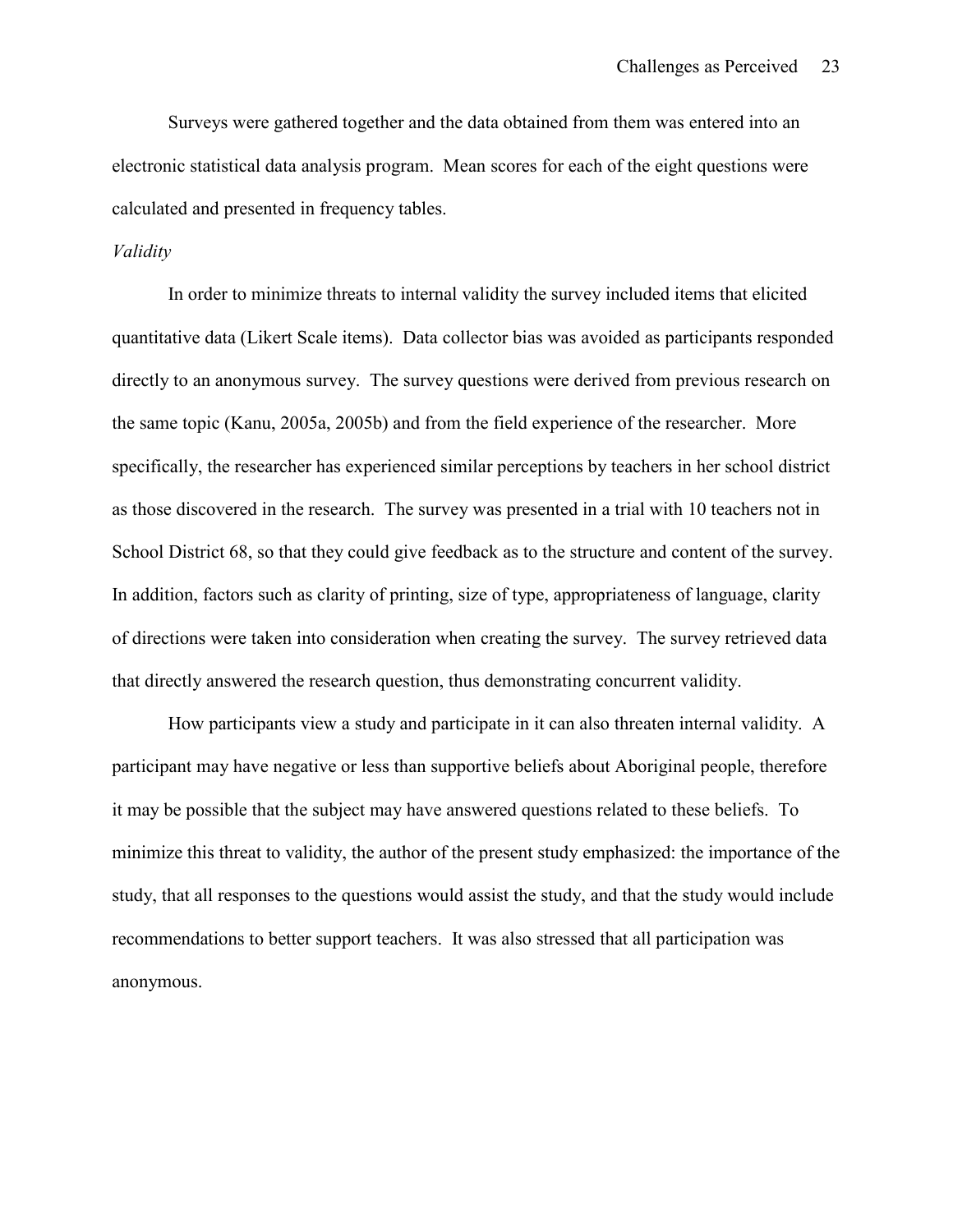Surveys were gathered together and the data obtained from them was entered into an electronic statistical data analysis program. Mean scores for each of the eight questions were calculated and presented in frequency tables.

*Validity*

In order to minimize threats to internal validity the survey included items that elicited quantitative data (Likert Scale items). Data collector bias was avoided as participants responded directly to an anonymous survey. The survey questions were derived from previous research on the same topic (Kanu, 2005a, 2005b) and from the field experience of the researcher. More specifically, the researcher has experienced similar perceptions by teachers in her school district as those discovered in the research. The survey was presented in a trial with 10 teachers not in School District 68, so that they could give feedback as to the structure and content of the survey. In addition, factors such as clarity of printing, size of type, appropriateness of language, clarity of directions were taken into consideration when creating the survey. The survey retrieved data that directly answered the research question, thus demonstrating concurrent validity.

How participants view a study and participate in it can also threaten internal validity. A participant may have negative or less than supportive beliefs about Aboriginal people, therefore it may be possible that the subject may have answered questions related to these beliefs. To minimize this threat to validity, the author of the present study emphasized: the importance of the study, that all responses to the questions would assist the study, and that the study would include recommendations to better support teachers. It was also stressed that all participation was anonymous.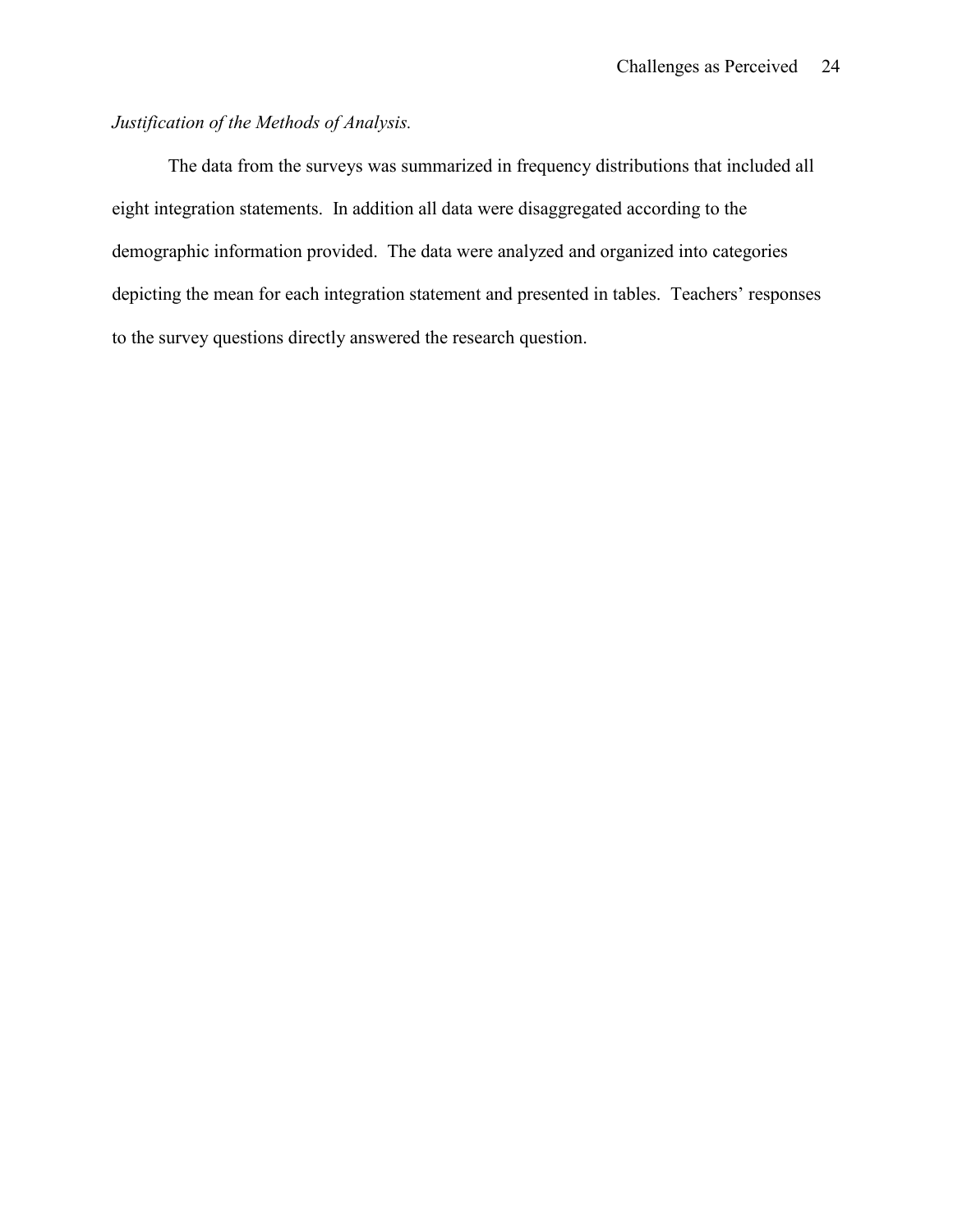*Justification of the Methods of Analysis.*

The data from the surveys was summarized in frequency distributions that included all eight integration statements. In addition all data were disaggregated according to the demographic information provided. The data were analyzed and organized into categories depicting the mean for each integration statement and presented in tables. Teachers' responses to the survey questions directly answered the research question.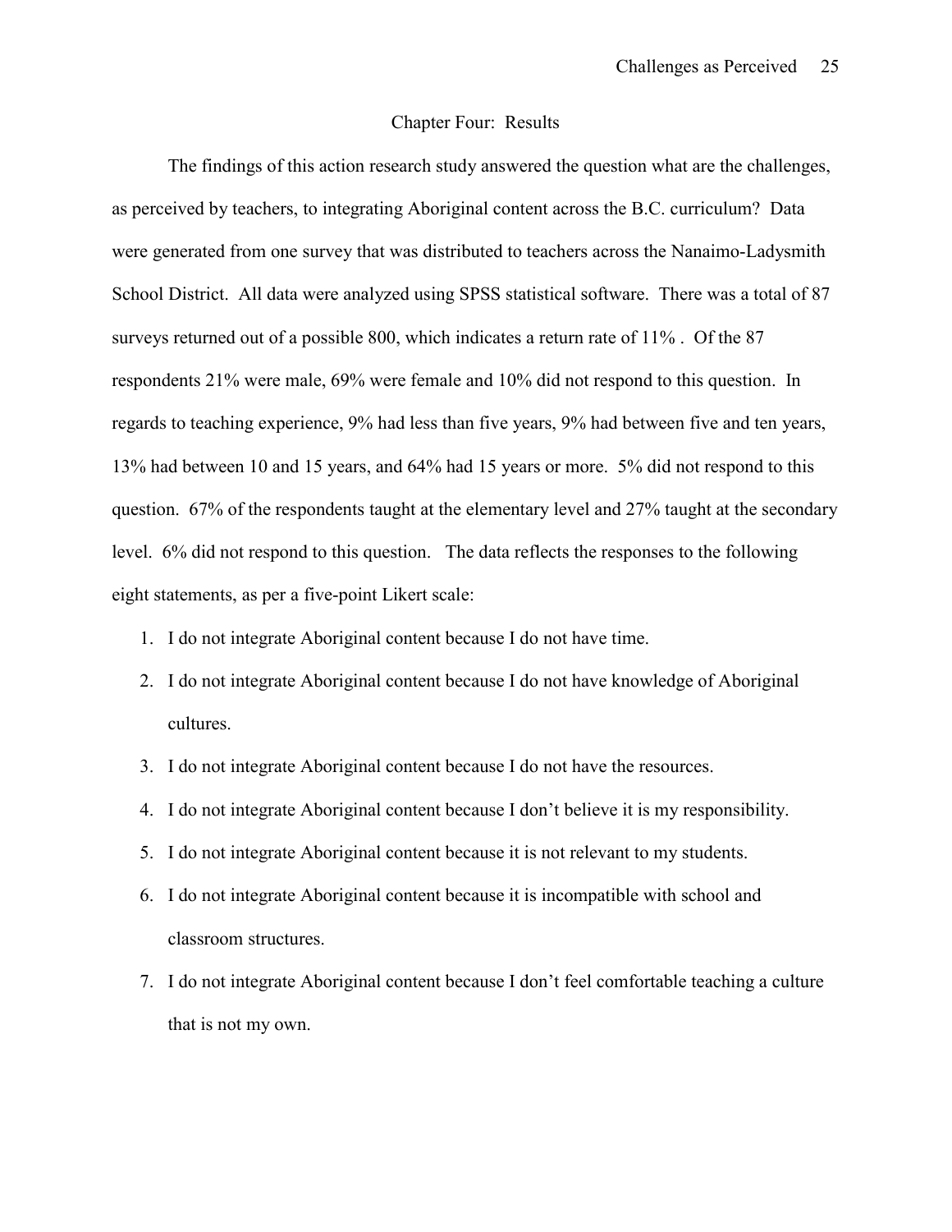# Chapter Four: Results

The findings of this action research study answered the question what are the challenges, as perceived by teachers, to integrating Aboriginal content across the B.C. curriculum? Data were generated from one survey that was distributed to teachers across the Nanaimo-Ladysmith School District. All data were analyzed using SPSS statistical software. There was a total of 87 surveys returned out of a possible 800, which indicates a return rate of 11% . Of the 87 respondents 21% were male, 69% were female and 10% did not respond to this question. In regards to teaching experience, 9% had less than five years, 9% had between five and ten years, 13% had between 10 and 15 years, and 64% had 15 years or more. 5% did not respond to this question. 67% of the respondents taught at the elementary level and 27% taught at the secondary level. 6% did not respond to this question. The data reflects the responses to the following eight statements, as per a five-point Likert scale:

1. I do not integrate Aboriginal content because I do not have time.
2. I do not integrate Aboriginal content because I do not have knowledge of Aboriginal cultures.
3. I do not integrate Aboriginal content because I do not have the resources.
4. I do not integrate Aboriginal content because I don't believe it is my responsibility.
5. I do not integrate Aboriginal content because it is not relevant to my students.
6. I do not integrate Aboriginal content because it is incompatible with school and classroom structures.
7. I do not integrate Aboriginal content because I don't feel comfortable teaching a culture that is not my own.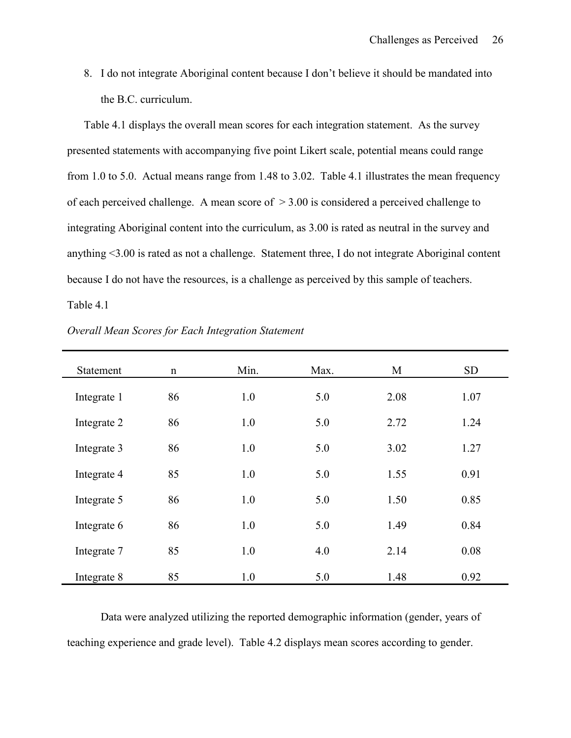8. I do not integrate Aboriginal content because I don't believe it should be mandated into the B.C. curriculum.

Table 4.1 displays the overall mean scores for each integration statement. As the survey presented statements with accompanying five point Likert scale, potential means could range from 1.0 to 5.0. Actual means range from 1.48 to 3.02. Table 4.1 illustrates the mean frequency of each perceived challenge. A mean score of > 3.00 is considered a perceived challenge to integrating Aboriginal content into the curriculum, as 3.00 is rated as neutral in the survey and anything <3.00 is rated as not a challenge. Statement three, I do not integrate Aboriginal content because I do not have the resources, is a challenge as perceived by this sample of teachers.

Table 4.1

*Overall Mean Scores for Each Integration Statement*

| Statement | n | Min. | Max. | M | SD |
|---|---|---|---|---|---|
| Integrate 1 | 86 | 1.0 | 5.0 | 2.08 | 1.07 |
| Integrate 2 | 86 | 1.0 | 5.0 | 2.72 | 1.24 |
| Integrate 3 | 86 | 1.0 | 5.0 | 3.02 | 1.27 |
| Integrate 4 | 85 | 1.0 | 5.0 | 1.55 | 0.91 |
| Integrate 5 | 86 | 1.0 | 5.0 | 1.50 | 0.85 |
| Integrate 6 | 86 | 1.0 | 5.0 | 1.49 | 0.84 |
| Integrate 7 | 85 | 1.0 | 4.0 | 2.14 | 0.08 |
| Integrate 8 | 85 | 1.0 | 5.0 | 1.48 | 0.92 |

Data were analyzed utilizing the reported demographic information (gender, years of teaching experience and grade level). Table 4.2 displays mean scores according to gender.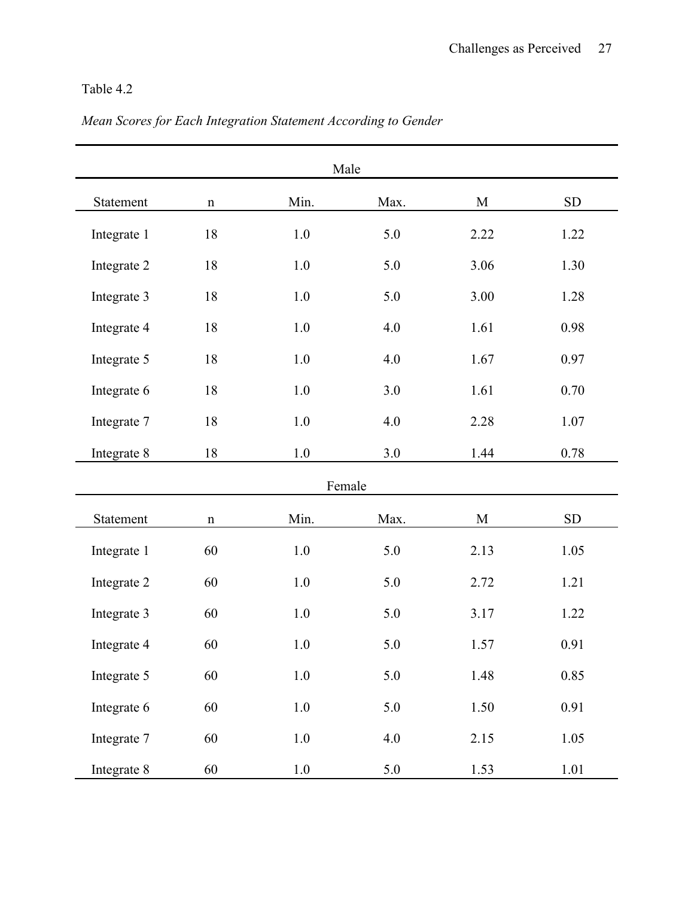Table 4.2

*Mean Scores for Each Integration Statement According to Gender*

| Male | | | | | |
|---|---|---|---|---|---|
| Statement | n | Min. | Max. | M | SD |
| Integrate 1 | 18 | 1.0 | 5.0 | 2.22 | 1.22 |
| Integrate 2 | 18 | 1.0 | 5.0 | 3.06 | 1.30 |
| Integrate 3 | 18 | 1.0 | 5.0 | 3.00 | 1.28 |
| Integrate 4 | 18 | 1.0 | 4.0 | 1.61 | 0.98 |
| Integrate 5 | 18 | 1.0 | 4.0 | 1.67 | 0.97 |
| Integrate 6 | 18 | 1.0 | 3.0 | 1.61 | 0.70 |
| Integrate 7 | 18 | 1.0 | 4.0 | 2.28 | 1.07 |
| Integrate 8 | 18 | 1.0 | 3.0 | 1.44 | 0.78 |
| **Female** | | | | | |
| Statement | n | Min. | Max. | M | SD |
| Integrate 1 | 60 | 1.0 | 5.0 | 2.13 | 1.05 |
| Integrate 2 | 60 | 1.0 | 5.0 | 2.72 | 1.21 |
| Integrate 3 | 60 | 1.0 | 5.0 | 3.17 | 1.22 |
| Integrate 4 | 60 | 1.0 | 5.0 | 1.57 | 0.91 |
| Integrate 5 | 60 | 1.0 | 5.0 | 1.48 | 0.85 |
| Integrate 6 | 60 | 1.0 | 5.0 | 1.50 | 0.91 |
| Integrate 7 | 60 | 1.0 | 4.0 | 2.15 | 1.05 |
| Integrate 8 | 60 | 1.0 | 5.0 | 1.53 | 1.01 |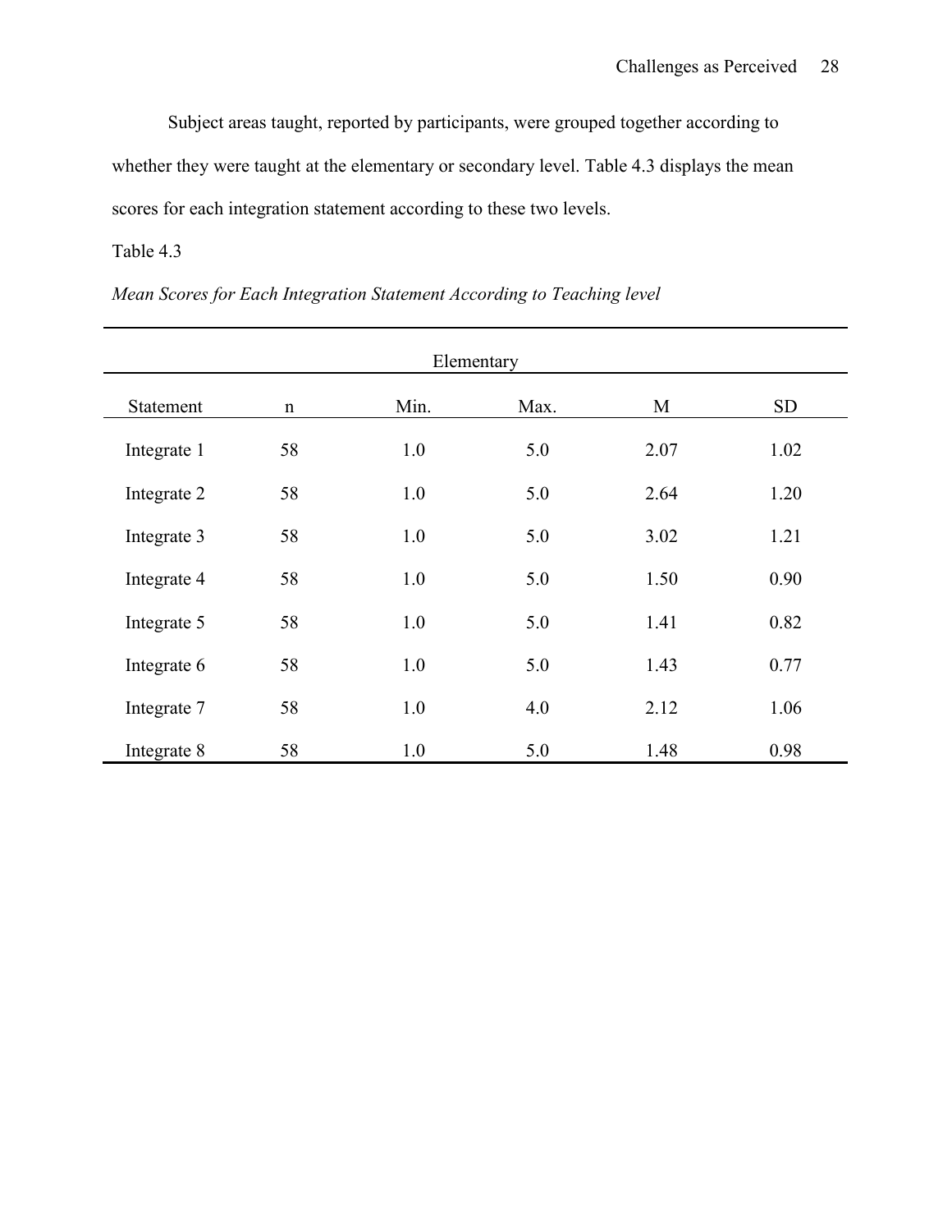Subject areas taught, reported by participants, were grouped together according to whether they were taught at the elementary or secondary level. Table 4.3 displays the mean scores for each integration statement according to these two levels.

Table 4.3

*Mean Scores for Each Integration Statement According to Teaching level*

| Elementary | | | | | |
|---|---|---|---|---|---|
| Statement | n | Min. | Max. | M | SD |
| Integrate 1 | 58 | 1.0 | 5.0 | 2.07 | 1.02 |
| Integrate 2 | 58 | 1.0 | 5.0 | 2.64 | 1.20 |
| Integrate 3 | 58 | 1.0 | 5.0 | 3.02 | 1.21 |
| Integrate 4 | 58 | 1.0 | 5.0 | 1.50 | 0.90 |
| Integrate 5 | 58 | 1.0 | 5.0 | 1.41 | 0.82 |
| Integrate 6 | 58 | 1.0 | 5.0 | 1.43 | 0.77 |
| Integrate 7 | 58 | 1.0 | 4.0 | 2.12 | 1.06 |
| Integrate 8 | 58 | 1.0 | 5.0 | 1.48 | 0.98 |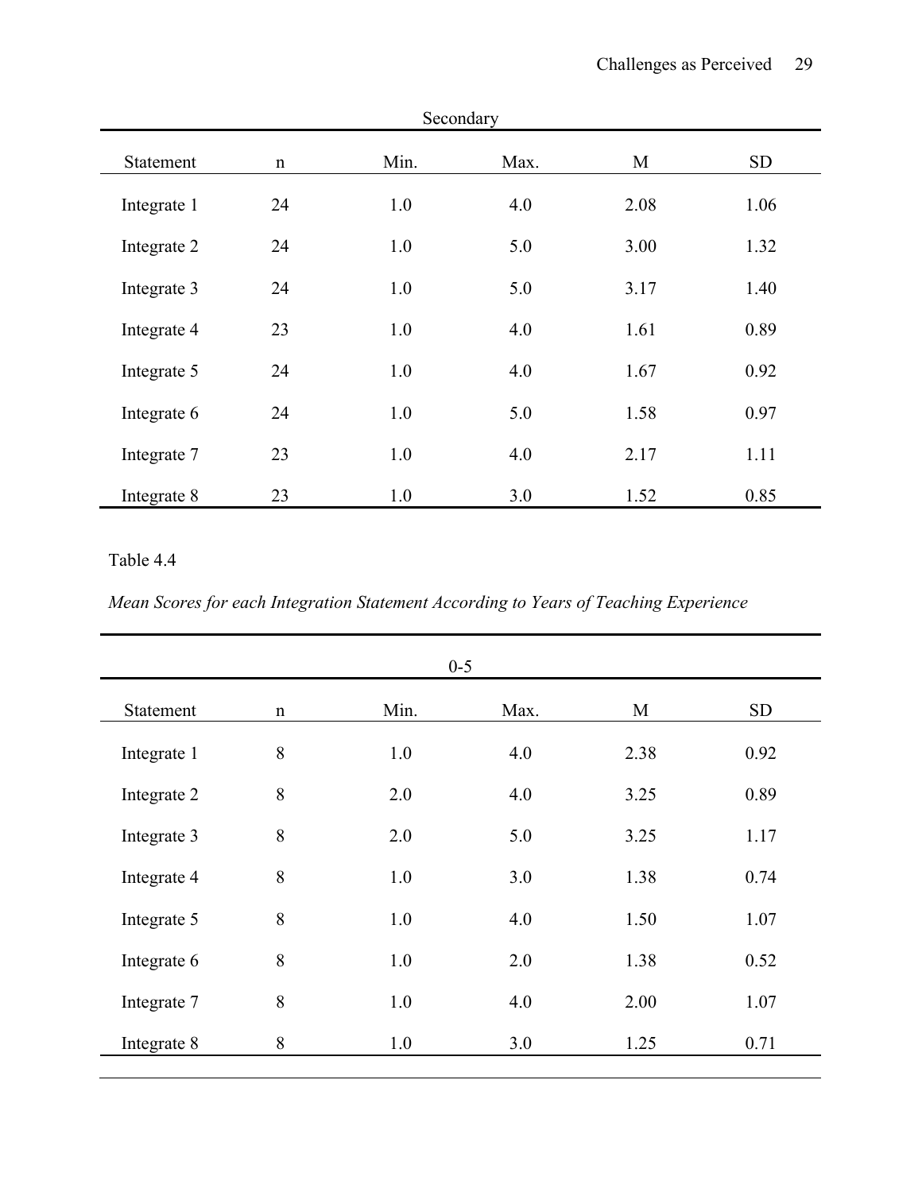| Secondary | | | | | |
|---|---|---|---|---|---|
| Statement | n | Min. | Max. | M | SD |
| Integrate 1 | 24 | 1.0 | 4.0 | 2.08 | 1.06 |
| Integrate 2 | 24 | 1.0 | 5.0 | 3.00 | 1.32 |
| Integrate 3 | 24 | 1.0 | 5.0 | 3.17 | 1.40 |
| Integrate 4 | 23 | 1.0 | 4.0 | 1.61 | 0.89 |
| Integrate 5 | 24 | 1.0 | 4.0 | 1.67 | 0.92 |
| Integrate 6 | 24 | 1.0 | 5.0 | 1.58 | 0.97 |
| Integrate 7 | 23 | 1.0 | 4.0 | 2.17 | 1.11 |
| Integrate 8 | 23 | 1.0 | 3.0 | 1.52 | 0.85 |

Table 4.4

*Mean Scores for each Integration Statement According to Years of Teaching Experience*

| 0-5 | | | | | |
|---|---|---|---|---|---|
| Statement | n | Min. | Max. | M | SD |
| Integrate 1 | 8 | 1.0 | 4.0 | 2.38 | 0.92 |
| Integrate 2 | 8 | 2.0 | 4.0 | 3.25 | 0.89 |
| Integrate 3 | 8 | 2.0 | 5.0 | 3.25 | 1.17 |
| Integrate 4 | 8 | 1.0 | 3.0 | 1.38 | 0.74 |
| Integrate 5 | 8 | 1.0 | 4.0 | 1.50 | 1.07 |
| Integrate 6 | 8 | 1.0 | 2.0 | 1.38 | 0.52 |
| Integrate 7 | 8 | 1.0 | 4.0 | 2.00 | 1.07 |
| Integrate 8 | 8 | 1.0 | 3.0 | 1.25 | 0.71 |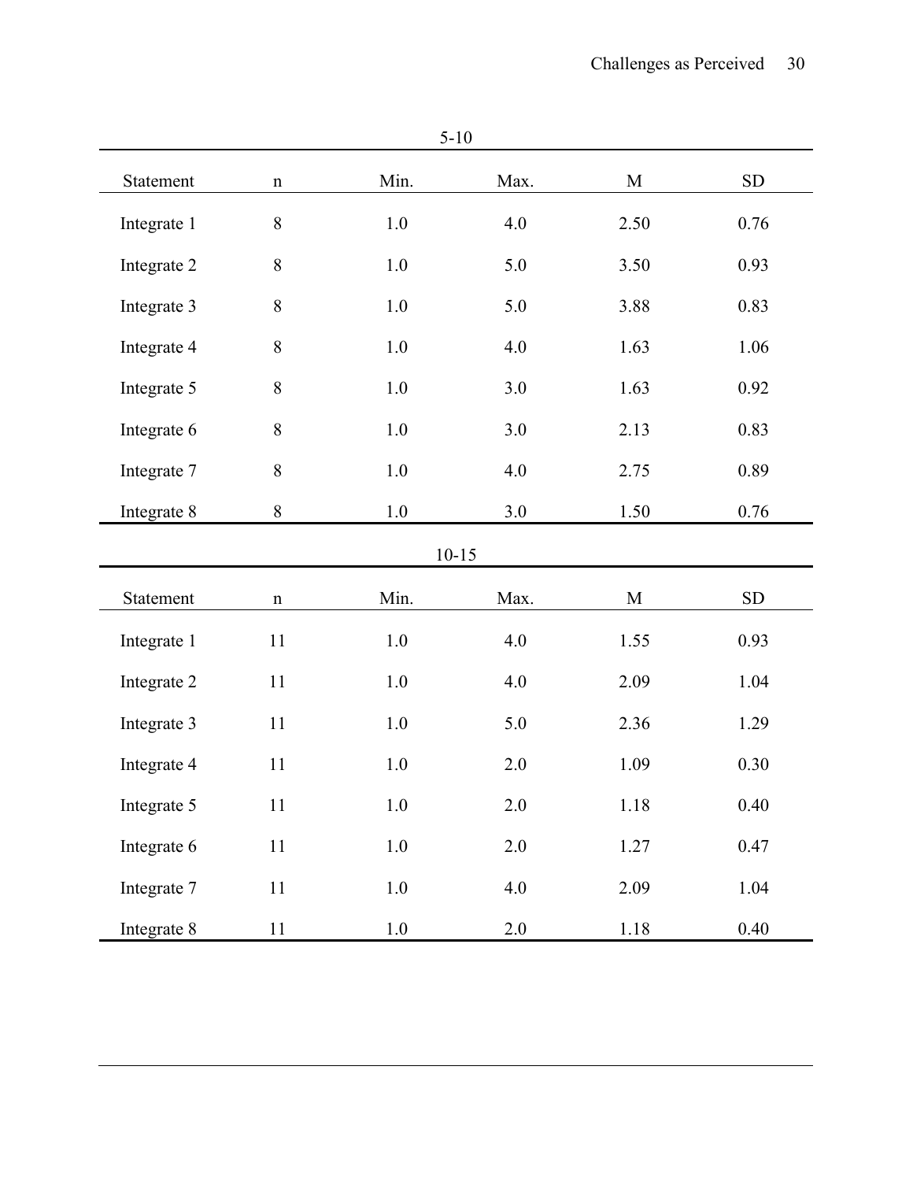| 5-10 | | | | | |
|---|---|---|---|---|---|
| Statement | n | Min. | Max. | M | SD |
| Integrate 1 | 8 | 1.0 | 4.0 | 2.50 | 0.76 |
| Integrate 2 | 8 | 1.0 | 5.0 | 3.50 | 0.93 |
| Integrate 3 | 8 | 1.0 | 5.0 | 3.88 | 0.83 |
| Integrate 4 | 8 | 1.0 | 4.0 | 1.63 | 1.06 |
| Integrate 5 | 8 | 1.0 | 3.0 | 1.63 | 0.92 |
| Integrate 6 | 8 | 1.0 | 3.0 | 2.13 | 0.83 |
| Integrate 7 | 8 | 1.0 | 4.0 | 2.75 | 0.89 |
| Integrate 8 | 8 | 1.0 | 3.0 | 1.50 | 0.76 |

| 10-15 | | | | | |
|---|---|---|---|---|---|
| Statement | n | Min. | Max. | M | SD |
| Integrate 1 | 11 | 1.0 | 4.0 | 1.55 | 0.93 |
| Integrate 2 | 11 | 1.0 | 4.0 | 2.09 | 1.04 |
| Integrate 3 | 11 | 1.0 | 5.0 | 2.36 | 1.29 |
| Integrate 4 | 11 | 1.0 | 2.0 | 1.09 | 0.30 |
| Integrate 5 | 11 | 1.0 | 2.0 | 1.18 | 0.40 |
| Integrate 6 | 11 | 1.0 | 2.0 | 1.27 | 0.47 |
| Integrate 7 | 11 | 1.0 | 4.0 | 2.09 | 1.04 |
| Integrate 8 | 11 | 1.0 | 2.0 | 1.18 | 0.40 |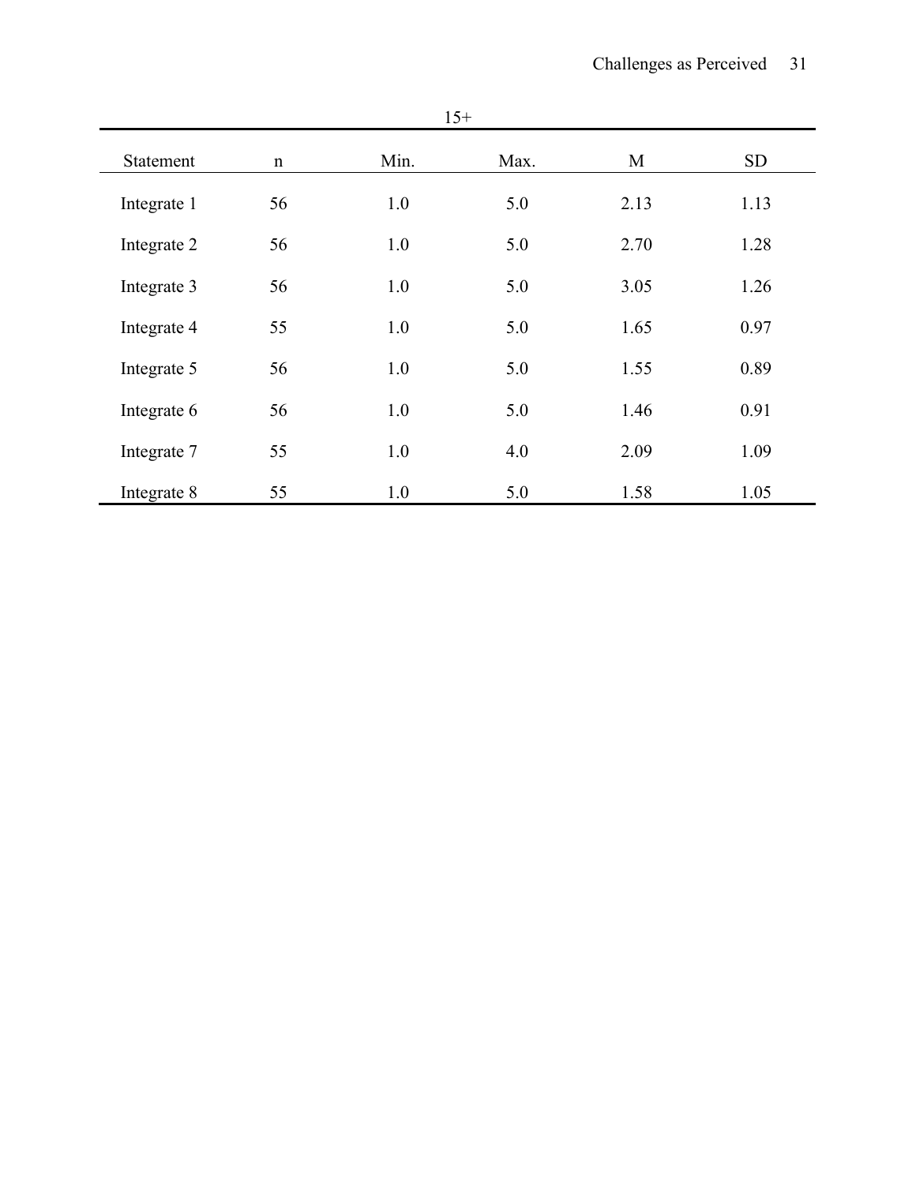15+

| Statement | n | Min. | Max. | M | SD |
|---|---|---|---|---|---|
| Integrate 1 | 56 | 1.0 | 5.0 | 2.13 | 1.13 |
| Integrate 2 | 56 | 1.0 | 5.0 | 2.70 | 1.28 |
| Integrate 3 | 56 | 1.0 | 5.0 | 3.05 | 1.26 |
| Integrate 4 | 55 | 1.0 | 5.0 | 1.65 | 0.97 |
| Integrate 5 | 56 | 1.0 | 5.0 | 1.55 | 0.89 |
| Integrate 6 | 56 | 1.0 | 5.0 | 1.46 | 0.91 |
| Integrate 7 | 55 | 1.0 | 4.0 | 2.09 | 1.09 |
| Integrate 8 | 55 | 1.0 | 5.0 | 1.58 | 1.05 |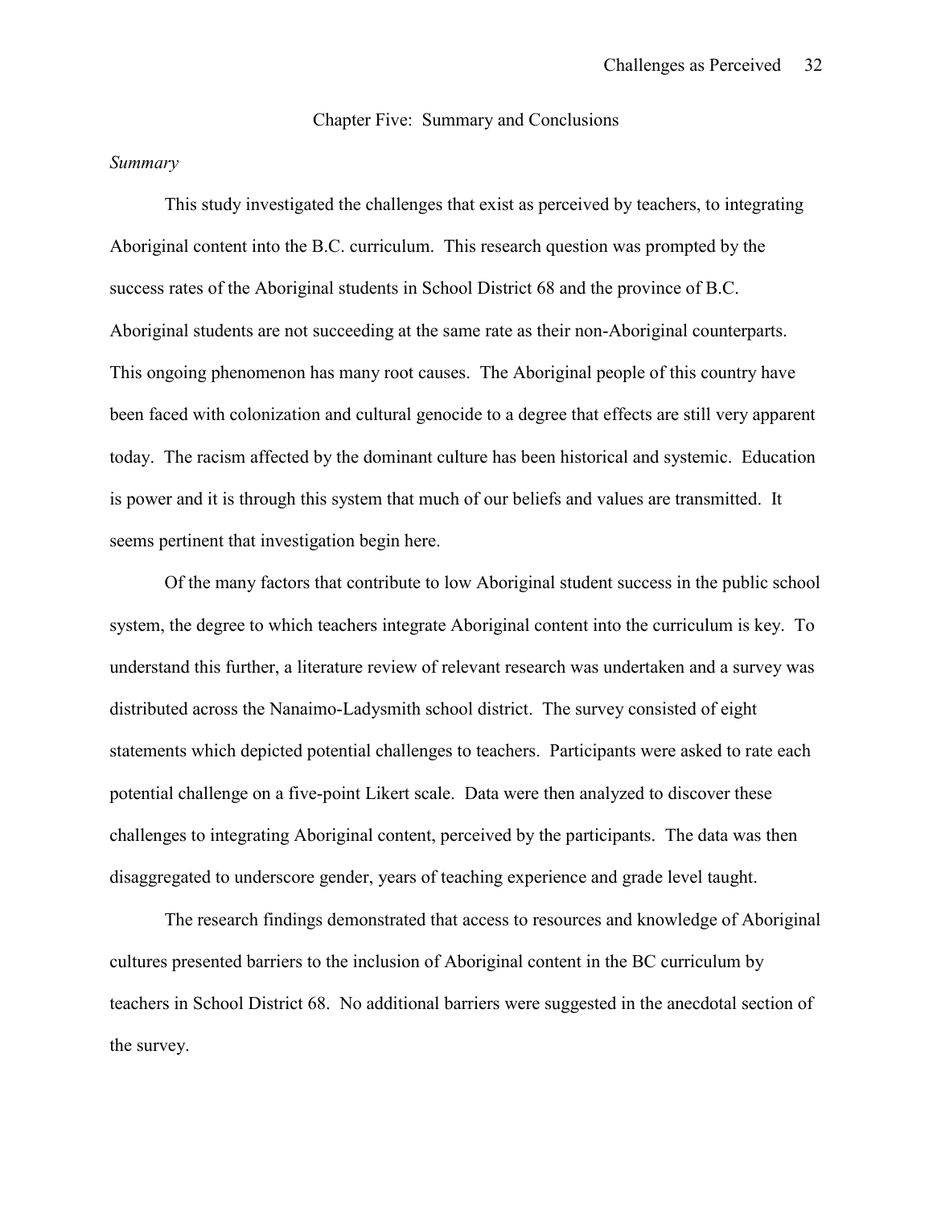# Chapter Five: Summary and Conclusions

*Summary*

This study investigated the challenges that exist as perceived by teachers, to integrating Aboriginal content into the B.C. curriculum. This research question was prompted by the success rates of the Aboriginal students in School District 68 and the province of B.C. Aboriginal students are not succeeding at the same rate as their non-Aboriginal counterparts. This ongoing phenomenon has many root causes. The Aboriginal people of this country have been faced with colonization and cultural genocide to a degree that effects are still very apparent today. The racism affected by the dominant culture has been historical and systemic. Education is power and it is through this system that much of our beliefs and values are transmitted. It seems pertinent that investigation begin here.

Of the many factors that contribute to low Aboriginal student success in the public school system, the degree to which teachers integrate Aboriginal content into the curriculum is key. To understand this further, a literature review of relevant research was undertaken and a survey was distributed across the Nanaimo-Ladysmith school district. The survey consisted of eight statements which depicted potential challenges to teachers. Participants were asked to rate each potential challenge on a five-point Likert scale. Data were then analyzed to discover these challenges to integrating Aboriginal content, perceived by the participants. The data was then disaggregated to underscore gender, years of teaching experience and grade level taught.

The research findings demonstrated that access to resources and knowledge of Aboriginal cultures presented barriers to the inclusion of Aboriginal content in the BC curriculum by teachers in School District 68. No additional barriers were suggested in the anecdotal section of the survey.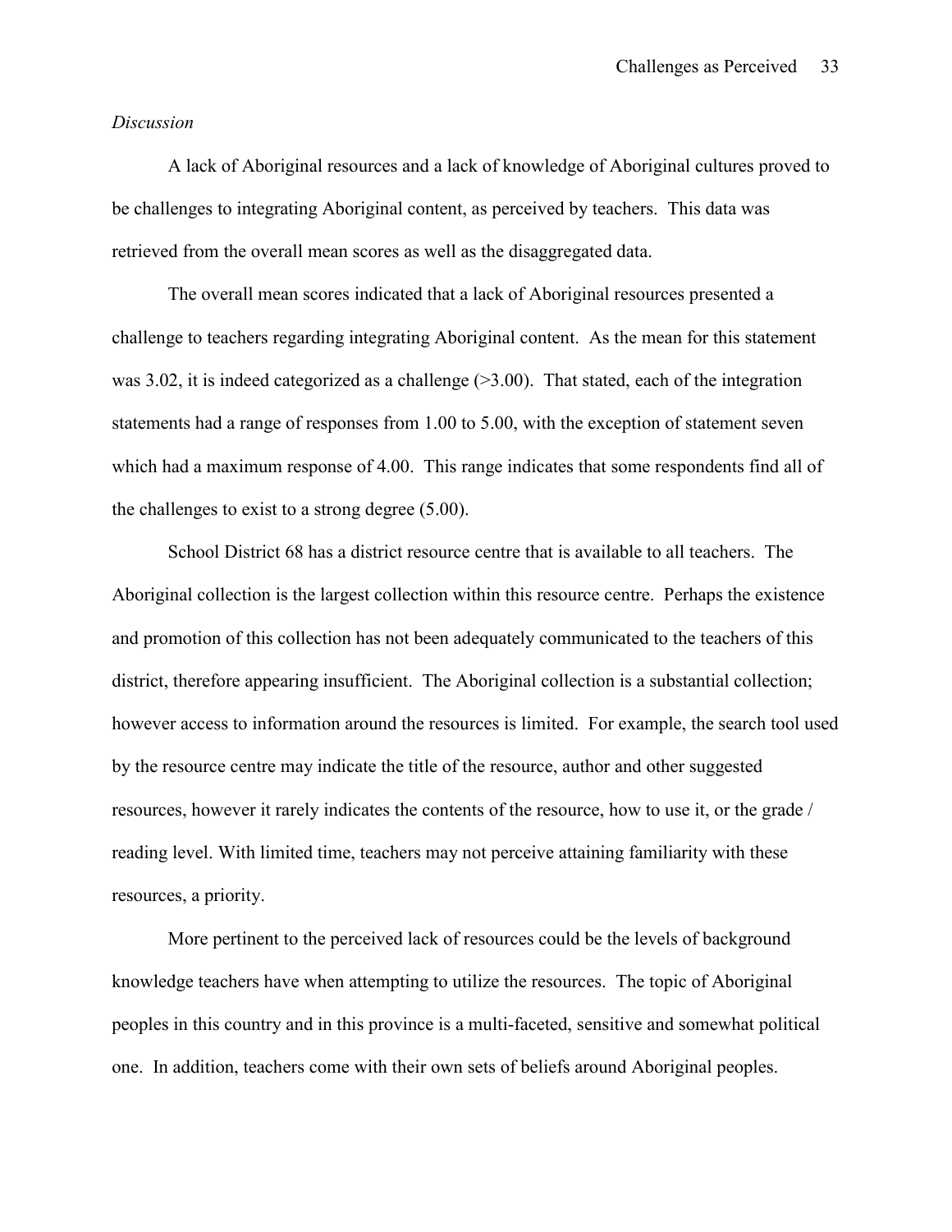*Discussion*

A lack of Aboriginal resources and a lack of knowledge of Aboriginal cultures proved to be challenges to integrating Aboriginal content, as perceived by teachers. This data was retrieved from the overall mean scores as well as the disaggregated data.

The overall mean scores indicated that a lack of Aboriginal resources presented a challenge to teachers regarding integrating Aboriginal content. As the mean for this statement was 3.02, it is indeed categorized as a challenge (>3.00). That stated, each of the integration statements had a range of responses from 1.00 to 5.00, with the exception of statement seven which had a maximum response of 4.00. This range indicates that some respondents find all of the challenges to exist to a strong degree (5.00).

School District 68 has a district resource centre that is available to all teachers. The Aboriginal collection is the largest collection within this resource centre. Perhaps the existence and promotion of this collection has not been adequately communicated to the teachers of this district, therefore appearing insufficient. The Aboriginal collection is a substantial collection; however access to information around the resources is limited. For example, the search tool used by the resource centre may indicate the title of the resource, author and other suggested resources, however it rarely indicates the contents of the resource, how to use it, or the grade / reading level. With limited time, teachers may not perceive attaining familiarity with these resources, a priority.

More pertinent to the perceived lack of resources could be the levels of background knowledge teachers have when attempting to utilize the resources. The topic of Aboriginal peoples in this country and in this province is a multi-faceted, sensitive and somewhat political one. In addition, teachers come with their own sets of beliefs around Aboriginal peoples.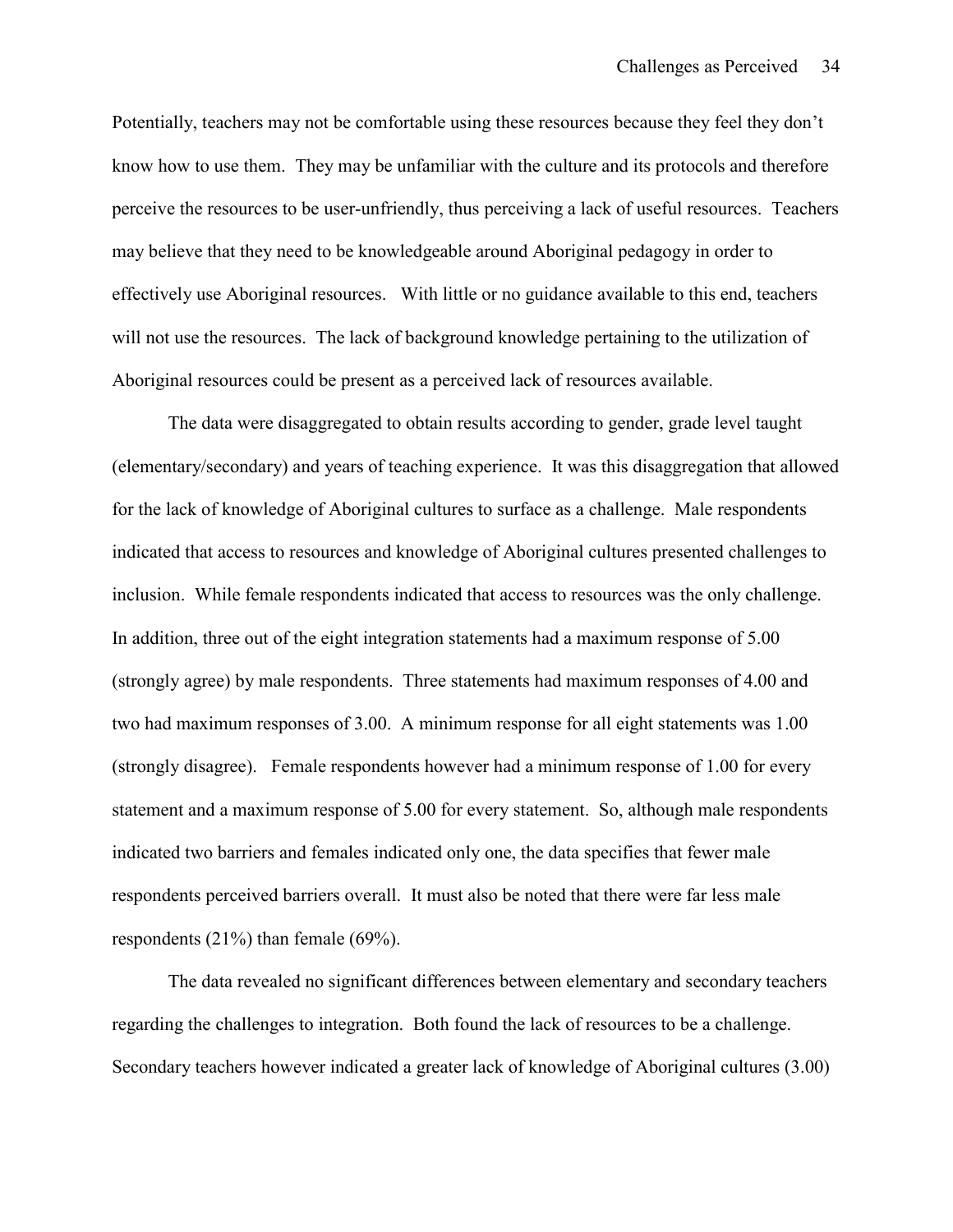Potentially, teachers may not be comfortable using these resources because they feel they don't know how to use them. They may be unfamiliar with the culture and its protocols and therefore perceive the resources to be user-unfriendly, thus perceiving a lack of useful resources. Teachers may believe that they need to be knowledgeable around Aboriginal pedagogy in order to effectively use Aboriginal resources. With little or no guidance available to this end, teachers will not use the resources. The lack of background knowledge pertaining to the utilization of Aboriginal resources could be present as a perceived lack of resources available.

The data were disaggregated to obtain results according to gender, grade level taught (elementary/secondary) and years of teaching experience. It was this disaggregation that allowed for the lack of knowledge of Aboriginal cultures to surface as a challenge. Male respondents indicated that access to resources and knowledge of Aboriginal cultures presented challenges to inclusion. While female respondents indicated that access to resources was the only challenge. In addition, three out of the eight integration statements had a maximum response of 5.00 (strongly agree) by male respondents. Three statements had maximum responses of 4.00 and two had maximum responses of 3.00. A minimum response for all eight statements was 1.00 (strongly disagree). Female respondents however had a minimum response of 1.00 for every statement and a maximum response of 5.00 for every statement. So, although male respondents indicated two barriers and females indicated only one, the data specifies that fewer male respondents perceived barriers overall. It must also be noted that there were far less male respondents (21%) than female (69%).

The data revealed no significant differences between elementary and secondary teachers regarding the challenges to integration. Both found the lack of resources to be a challenge. Secondary teachers however indicated a greater lack of knowledge of Aboriginal cultures (3.00)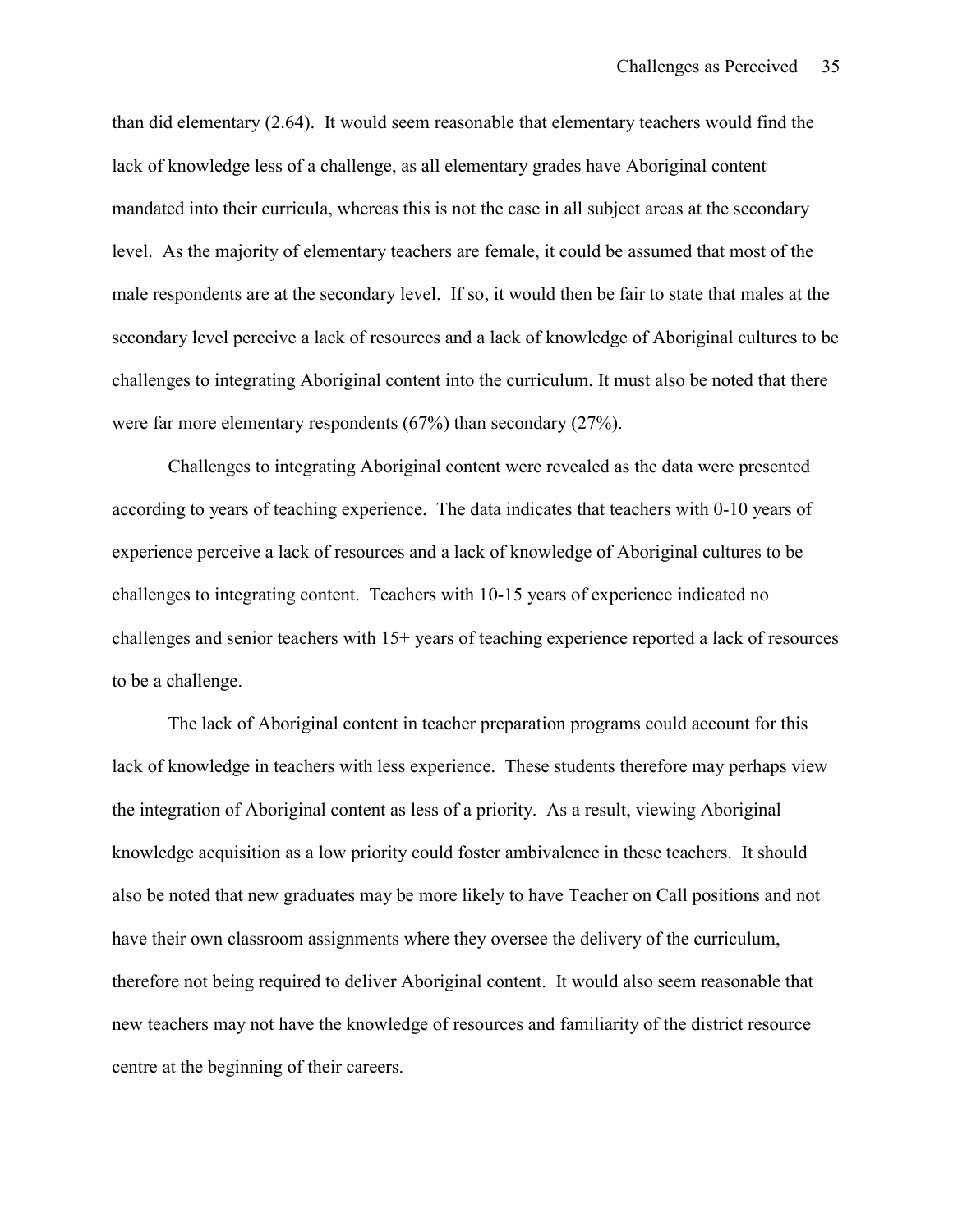than did elementary (2.64). It would seem reasonable that elementary teachers would find the lack of knowledge less of a challenge, as all elementary grades have Aboriginal content mandated into their curricula, whereas this is not the case in all subject areas at the secondary level. As the majority of elementary teachers are female, it could be assumed that most of the male respondents are at the secondary level. If so, it would then be fair to state that males at the secondary level perceive a lack of resources and a lack of knowledge of Aboriginal cultures to be challenges to integrating Aboriginal content into the curriculum. It must also be noted that there were far more elementary respondents (67%) than secondary (27%).

Challenges to integrating Aboriginal content were revealed as the data were presented according to years of teaching experience. The data indicates that teachers with 0-10 years of experience perceive a lack of resources and a lack of knowledge of Aboriginal cultures to be challenges to integrating content. Teachers with 10-15 years of experience indicated no challenges and senior teachers with 15+ years of teaching experience reported a lack of resources to be a challenge.

The lack of Aboriginal content in teacher preparation programs could account for this lack of knowledge in teachers with less experience. These students therefore may perhaps view the integration of Aboriginal content as less of a priority. As a result, viewing Aboriginal knowledge acquisition as a low priority could foster ambivalence in these teachers. It should also be noted that new graduates may be more likely to have Teacher on Call positions and not have their own classroom assignments where they oversee the delivery of the curriculum, therefore not being required to deliver Aboriginal content. It would also seem reasonable that new teachers may not have the knowledge of resources and familiarity of the district resource centre at the beginning of their careers.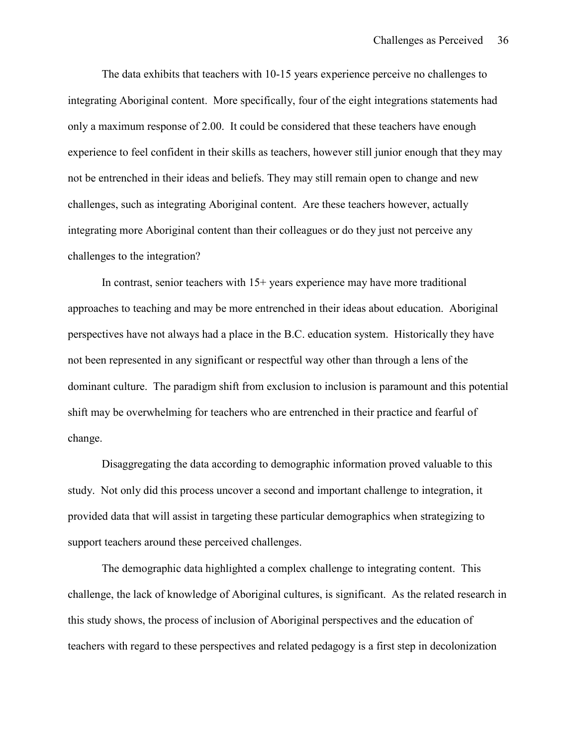The data exhibits that teachers with 10-15 years experience perceive no challenges to integrating Aboriginal content. More specifically, four of the eight integrations statements had only a maximum response of 2.00. It could be considered that these teachers have enough experience to feel confident in their skills as teachers, however still junior enough that they may not be entrenched in their ideas and beliefs. They may still remain open to change and new challenges, such as integrating Aboriginal content. Are these teachers however, actually integrating more Aboriginal content than their colleagues or do they just not perceive any challenges to the integration?

In contrast, senior teachers with 15+ years experience may have more traditional approaches to teaching and may be more entrenched in their ideas about education. Aboriginal perspectives have not always had a place in the B.C. education system. Historically they have not been represented in any significant or respectful way other than through a lens of the dominant culture. The paradigm shift from exclusion to inclusion is paramount and this potential shift may be overwhelming for teachers who are entrenched in their practice and fearful of change.

Disaggregating the data according to demographic information proved valuable to this study. Not only did this process uncover a second and important challenge to integration, it provided data that will assist in targeting these particular demographics when strategizing to support teachers around these perceived challenges.

The demographic data highlighted a complex challenge to integrating content. This challenge, the lack of knowledge of Aboriginal cultures, is significant. As the related research in this study shows, the process of inclusion of Aboriginal perspectives and the education of teachers with regard to these perspectives and related pedagogy is a first step in decolonization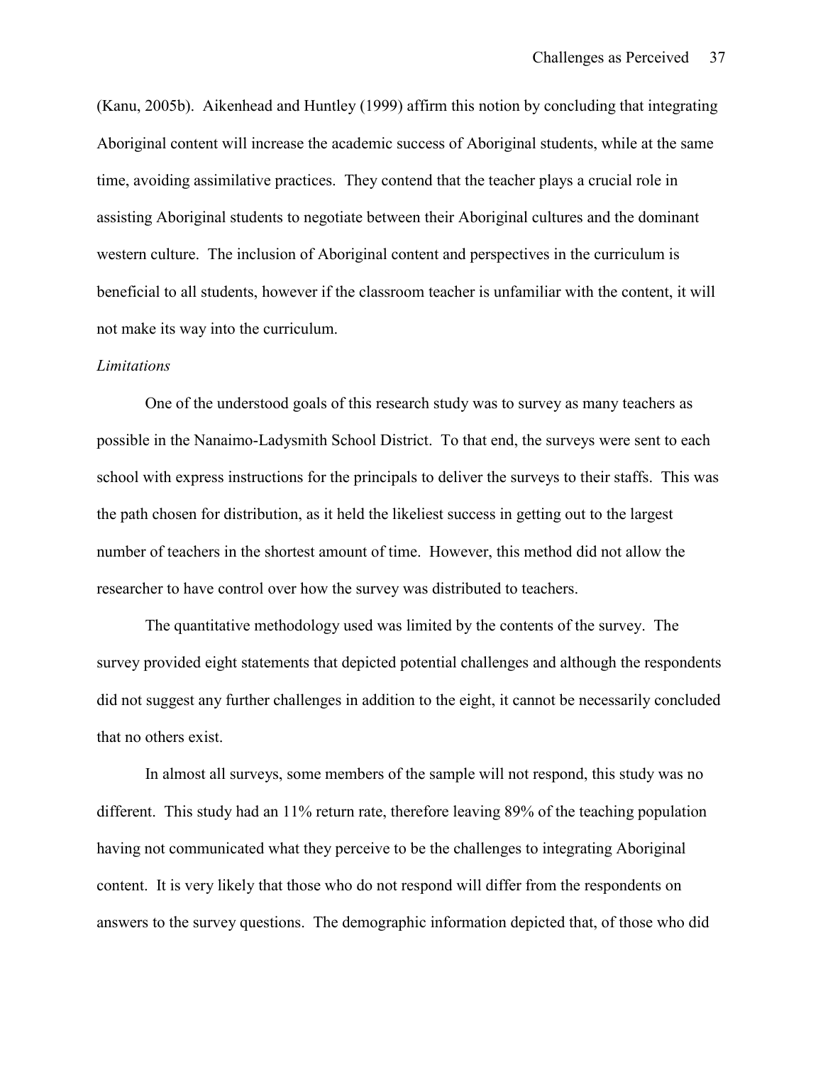(Kanu, 2005b). Aikenhead and Huntley (1999) affirm this notion by concluding that integrating Aboriginal content will increase the academic success of Aboriginal students, while at the same time, avoiding assimilative practices. They contend that the teacher plays a crucial role in assisting Aboriginal students to negotiate between their Aboriginal cultures and the dominant western culture. The inclusion of Aboriginal content and perspectives in the curriculum is beneficial to all students, however if the classroom teacher is unfamiliar with the content, it will not make its way into the curriculum.

*Limitations*

One of the understood goals of this research study was to survey as many teachers as possible in the Nanaimo-Ladysmith School District. To that end, the surveys were sent to each school with express instructions for the principals to deliver the surveys to their staffs. This was the path chosen for distribution, as it held the likeliest success in getting out to the largest number of teachers in the shortest amount of time. However, this method did not allow the researcher to have control over how the survey was distributed to teachers.

The quantitative methodology used was limited by the contents of the survey. The survey provided eight statements that depicted potential challenges and although the respondents did not suggest any further challenges in addition to the eight, it cannot be necessarily concluded that no others exist.

In almost all surveys, some members of the sample will not respond, this study was no different. This study had an 11% return rate, therefore leaving 89% of the teaching population having not communicated what they perceive to be the challenges to integrating Aboriginal content. It is very likely that those who do not respond will differ from the respondents on answers to the survey questions. The demographic information depicted that, of those who did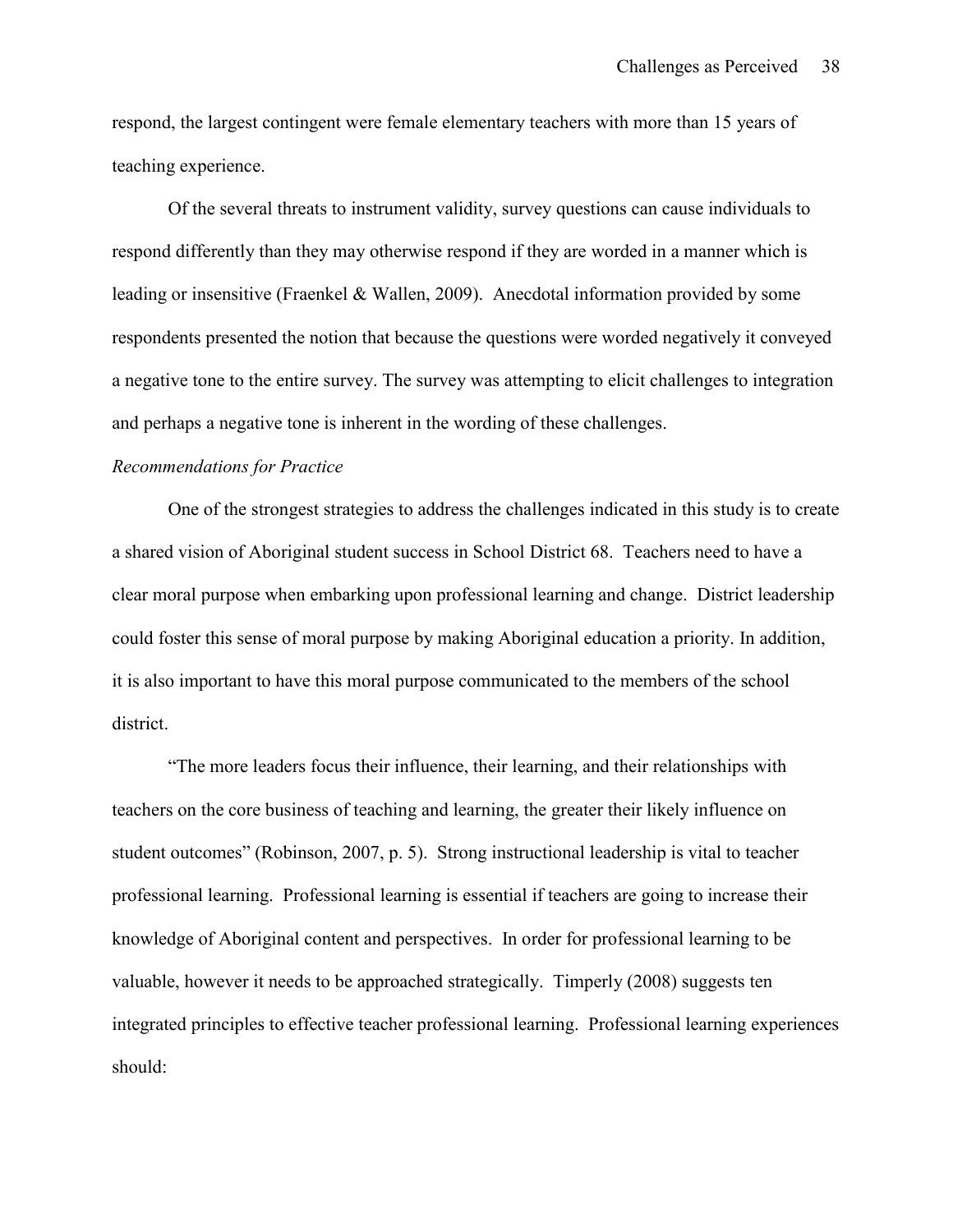respond, the largest contingent were female elementary teachers with more than 15 years of teaching experience.

Of the several threats to instrument validity, survey questions can cause individuals to respond differently than they may otherwise respond if they are worded in a manner which is leading or insensitive (Fraenkel & Wallen, 2009). Anecdotal information provided by some respondents presented the notion that because the questions were worded negatively it conveyed a negative tone to the entire survey. The survey was attempting to elicit challenges to integration and perhaps a negative tone is inherent in the wording of these challenges.

*Recommendations for Practice*

One of the strongest strategies to address the challenges indicated in this study is to create a shared vision of Aboriginal student success in School District 68. Teachers need to have a clear moral purpose when embarking upon professional learning and change. District leadership could foster this sense of moral purpose by making Aboriginal education a priority. In addition, it is also important to have this moral purpose communicated to the members of the school district.

"The more leaders focus their influence, their learning, and their relationships with teachers on the core business of teaching and learning, the greater their likely influence on student outcomes" (Robinson, 2007, p. 5). Strong instructional leadership is vital to teacher professional learning. Professional learning is essential if teachers are going to increase their knowledge of Aboriginal content and perspectives. In order for professional learning to be valuable, however it needs to be approached strategically. Timperly (2008) suggests ten integrated principles to effective teacher professional learning. Professional learning experiences should: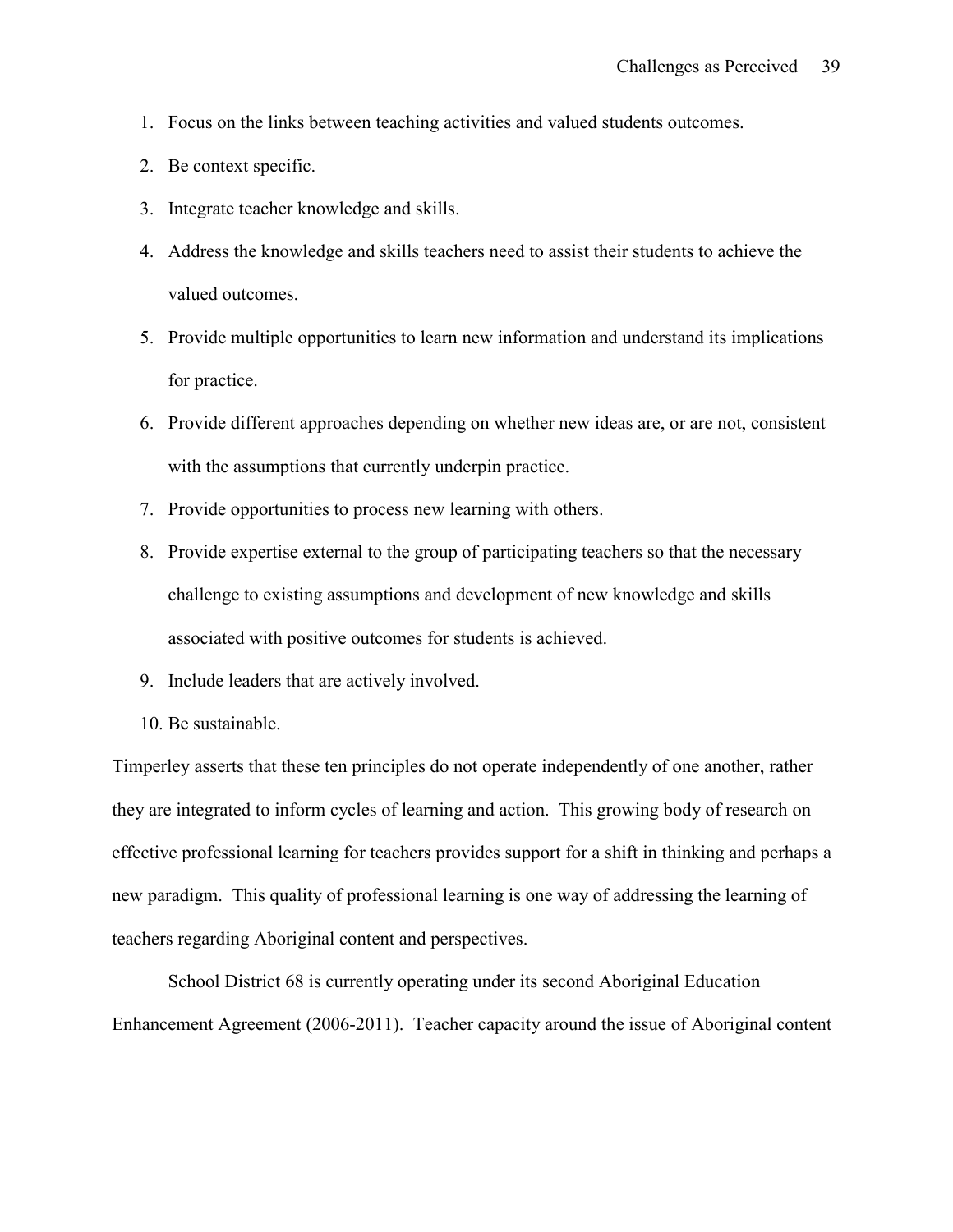1. Focus on the links between teaching activities and valued students outcomes.
2. Be context specific.
3. Integrate teacher knowledge and skills.
4. Address the knowledge and skills teachers need to assist their students to achieve the valued outcomes.
5. Provide multiple opportunities to learn new information and understand its implications for practice.
6. Provide different approaches depending on whether new ideas are, or are not, consistent with the assumptions that currently underpin practice.
7. Provide opportunities to process new learning with others.
8. Provide expertise external to the group of participating teachers so that the necessary challenge to existing assumptions and development of new knowledge and skills associated with positive outcomes for students is achieved.
9. Include leaders that are actively involved.
10. Be sustainable.

Timperley asserts that these ten principles do not operate independently of one another, rather they are integrated to inform cycles of learning and action. This growing body of research on effective professional learning for teachers provides support for a shift in thinking and perhaps a new paradigm. This quality of professional learning is one way of addressing the learning of teachers regarding Aboriginal content and perspectives.

School District 68 is currently operating under its second Aboriginal Education Enhancement Agreement (2006-2011). Teacher capacity around the issue of Aboriginal content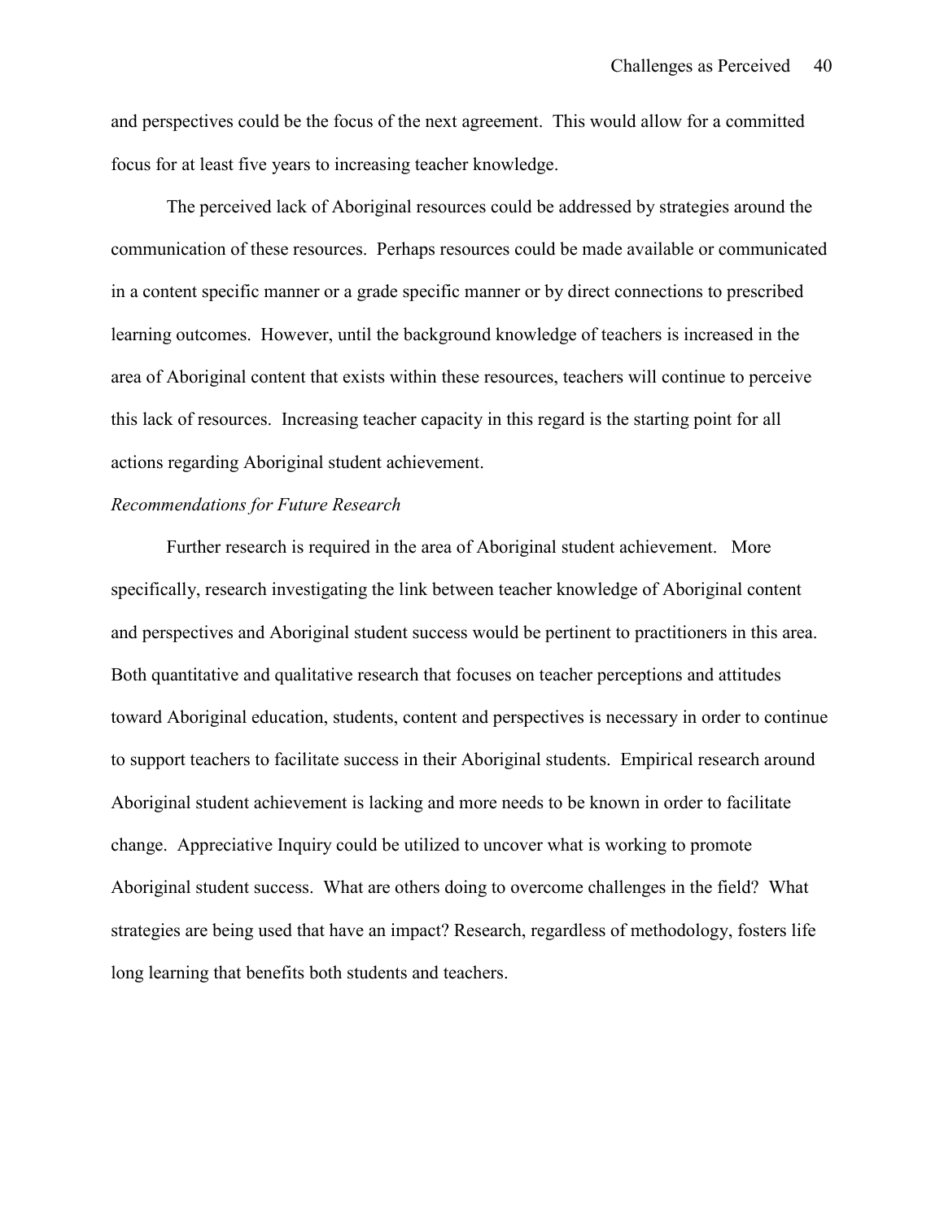and perspectives could be the focus of the next agreement. This would allow for a committed focus for at least five years to increasing teacher knowledge.

The perceived lack of Aboriginal resources could be addressed by strategies around the communication of these resources. Perhaps resources could be made available or communicated in a content specific manner or a grade specific manner or by direct connections to prescribed learning outcomes. However, until the background knowledge of teachers is increased in the area of Aboriginal content that exists within these resources, teachers will continue to perceive this lack of resources. Increasing teacher capacity in this regard is the starting point for all actions regarding Aboriginal student achievement.

*Recommendations for Future Research*

Further research is required in the area of Aboriginal student achievement. More specifically, research investigating the link between teacher knowledge of Aboriginal content and perspectives and Aboriginal student success would be pertinent to practitioners in this area. Both quantitative and qualitative research that focuses on teacher perceptions and attitudes toward Aboriginal education, students, content and perspectives is necessary in order to continue to support teachers to facilitate success in their Aboriginal students. Empirical research around Aboriginal student achievement is lacking and more needs to be known in order to facilitate change. Appreciative Inquiry could be utilized to uncover what is working to promote Aboriginal student success. What are others doing to overcome challenges in the field? What strategies are being used that have an impact? Research, regardless of methodology, fosters life long learning that benefits both students and teachers.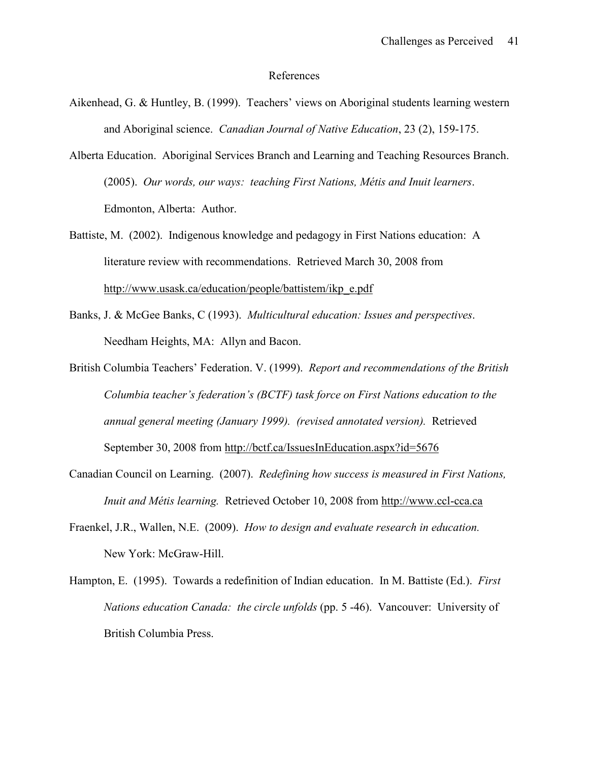# References

Aikenhead, G. & Huntley, B. (1999). Teachers' views on Aboriginal students learning western and Aboriginal science. *Canadian Journal of Native Education*, 23 (2), 159-175.

Alberta Education. Aboriginal Services Branch and Learning and Teaching Resources Branch. (2005). *Our words, our ways: teaching First Nations, Métis and Inuit learners*. Edmonton, Alberta: Author.

Battiste, M. (2002). Indigenous knowledge and pedagogy in First Nations education: A literature review with recommendations. Retrieved March 30, 2008 from http://www.usask.ca/education/people/battistem/ikp_e.pdf

Banks, J. & McGee Banks, C (1993). *Multicultural education: Issues and perspectives*. Needham Heights, MA: Allyn and Bacon.

British Columbia Teachers' Federation. V. (1999). *Report and recommendations of the British Columbia teacher's federation's (BCTF) task force on First Nations education to the annual general meeting (January 1999). (revised annotated version).* Retrieved September 30, 2008 from http://bctf.ca/IssuesInEducation.aspx?id=5676

Canadian Council on Learning. (2007). *Redefining how success is measured in First Nations, Inuit and Métis learning.* Retrieved October 10, 2008 from http://www.ccl-cca.ca

Fraenkel, J.R., Wallen, N.E. (2009). *How to design and evaluate research in education.* New York: McGraw-Hill.

Hampton, E. (1995). Towards a redefinition of Indian education. In M. Battiste (Ed.). *First Nations education Canada: the circle unfolds* (pp. 5 -46). Vancouver: University of British Columbia Press.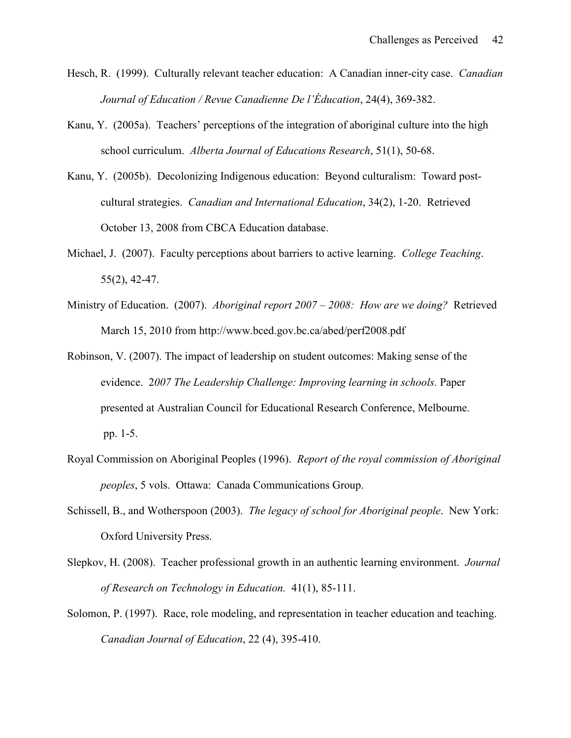Hesch, R. (1999). Culturally relevant teacher education: A Canadian inner-city case. *Canadian Journal of Education / Revue Canadienne De l'Éducation*, 24(4), 369-382.

Kanu, Y. (2005a). Teachers' perceptions of the integration of aboriginal culture into the high school curriculum. *Alberta Journal of Educations Research*, 51(1), 50-68.

Kanu, Y. (2005b). Decolonizing Indigenous education: Beyond culturalism: Toward post-cultural strategies. *Canadian and International Education*, 34(2), 1-20. Retrieved October 13, 2008 from CBCA Education database.

Michael, J. (2007). Faculty perceptions about barriers to active learning. *College Teaching*. 55(2), 42-47.

Ministry of Education. (2007). *Aboriginal report 2007 – 2008: How are we doing?* Retrieved March 15, 2010 from http://www.bced.gov.bc.ca/abed/perf2008.pdf

Robinson, V. (2007). The impact of leadership on student outcomes: Making sense of the evidence. 2*007 The Leadership Challenge: Improving learning in schools.* Paper presented at Australian Council for Educational Research Conference, Melbourne. pp. 1-5.

Royal Commission on Aboriginal Peoples (1996). *Report of the royal commission of Aboriginal peoples*, 5 vols. Ottawa: Canada Communications Group.

Schissell, B., and Wotherspoon (2003). *The legacy of school for Aboriginal people*. New York: Oxford University Press.

Slepkov, H. (2008). Teacher professional growth in an authentic learning environment. *Journal of Research on Technology in Education.* 41(1), 85-111.

Solomon, P. (1997). Race, role modeling, and representation in teacher education and teaching. *Canadian Journal of Education*, 22 (4), 395-410.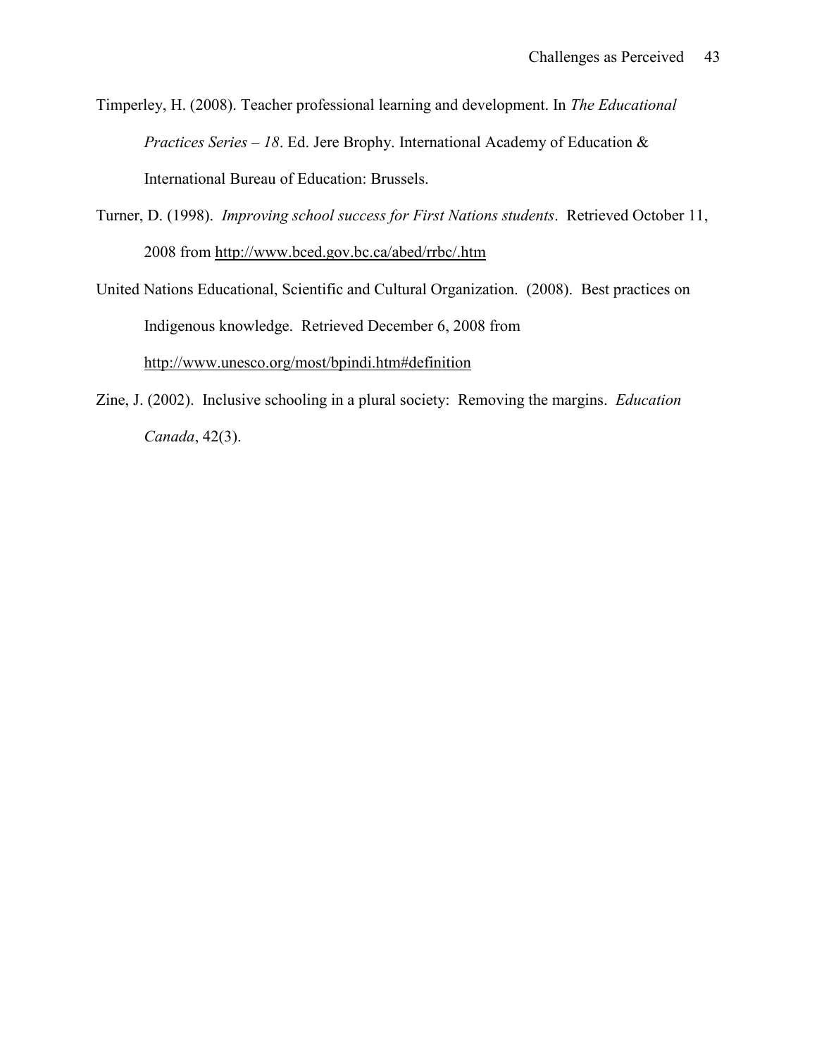Timperley, H. (2008). Teacher professional learning and development. In *The Educational Practices Series – 18*. Ed. Jere Brophy. International Academy of Education & International Bureau of Education: Brussels.

Turner, D. (1998). *Improving school success for First Nations students*. Retrieved October 11, 2008 from http://www.bced.gov.bc.ca/abed/rrbc/.htm

United Nations Educational, Scientific and Cultural Organization. (2008). Best practices on Indigenous knowledge. Retrieved December 6, 2008 from http://www.unesco.org/most/bpindi.htm#definition

Zine, J. (2002). Inclusive schooling in a plural society: Removing the margins. *Education Canada*, 42(3).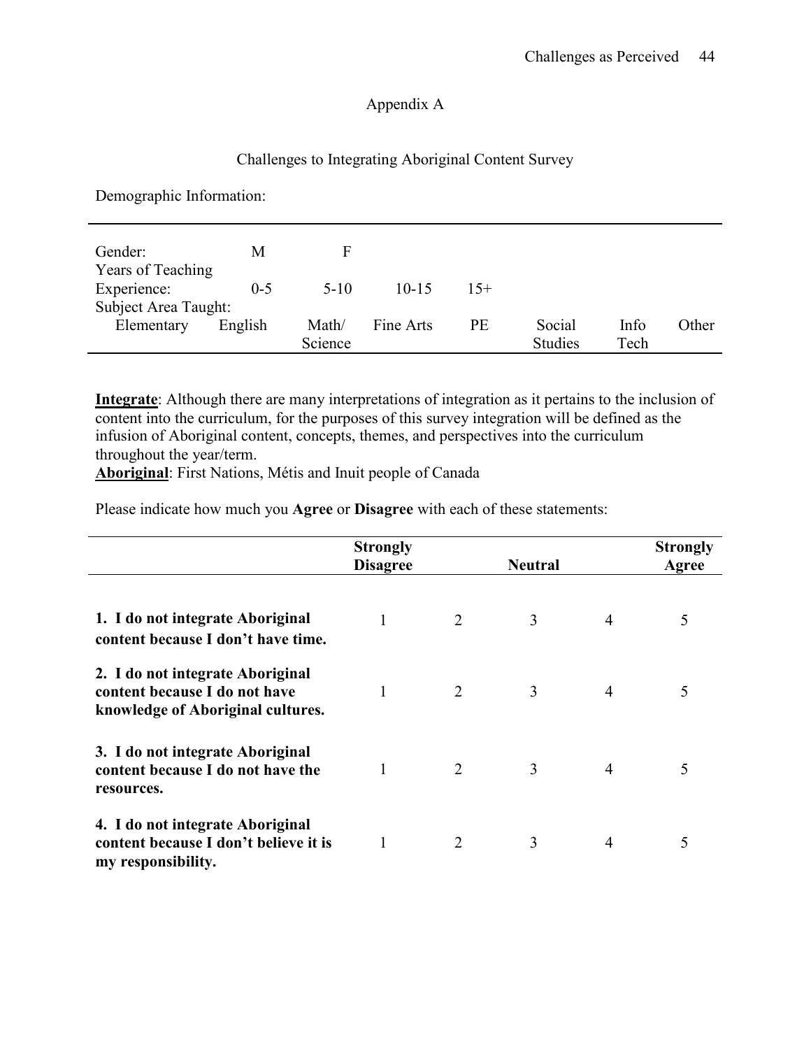## Appendix A

### Challenges to Integrating Aboriginal Content Survey

Demographic Information:

| | | | | | | | |
|---|---|---|---|---|---|---|---|
| Gender: | M | F | | | | | |
| Years of Teaching Experience: | 0-5 | 5-10 | 10-15 | 15+ | | | |
| Subject Area Taught: | | | | | | | |
| Elementary | English | Math/ Science | Fine Arts | PE | Social Studies | Info Tech | Other |

**Integrate**: Although there are many interpretations of integration as it pertains to the inclusion of content into the curriculum, for the purposes of this survey integration will be defined as the infusion of Aboriginal content, concepts, themes, and perspectives into the curriculum throughout the year/term.

**Aboriginal**: First Nations, Métis and Inuit people of Canada

Please indicate how much you **Agree** or **Disagree** with each of these statements:

| | **Strongly Disagree** | | **Neutral** | | **Strongly Agree** |
|---|---|---|---|---|---|
| **1. I do not integrate Aboriginal content because I don't have time.** | 1 | 2 | 3 | 4 | 5 |
| **2. I do not integrate Aboriginal content because I do not have knowledge of Aboriginal cultures.** | 1 | 2 | 3 | 4 | 5 |
| **3. I do not integrate Aboriginal content because I do not have the resources.** | 1 | 2 | 3 | 4 | 5 |
| **4. I do not integrate Aboriginal content because I don't believe it is my responsibility.** | 1 | 2 | 3 | 4 | 5 |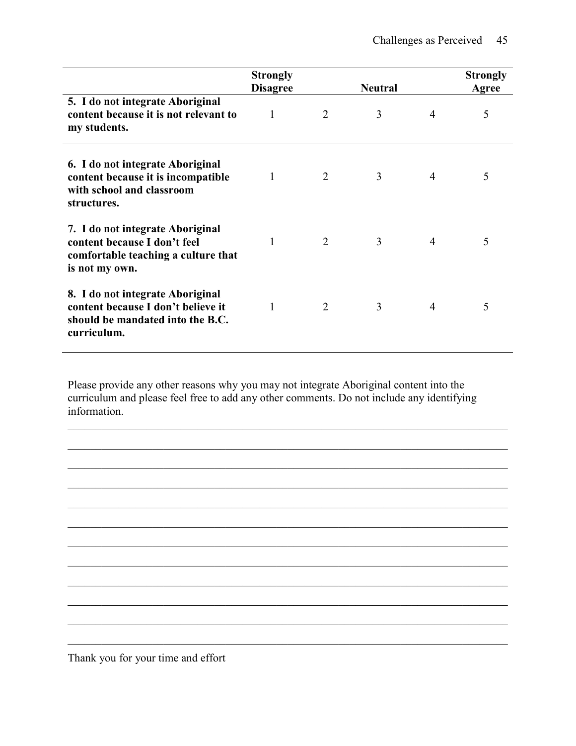| | Strongly Disagree | | Neutral | | Strongly Agree |
|---|---|---|---|---|---|
| **5. I do not integrate Aboriginal content because it is not relevant to my students.** | 1 | 2 | 3 | 4 | 5 |
| **6. I do not integrate Aboriginal content because it is incompatible with school and classroom structures.** | 1 | 2 | 3 | 4 | 5 |
| **7. I do not integrate Aboriginal content because I don't feel comfortable teaching a culture that is not my own.** | 1 | 2 | 3 | 4 | 5 |
| **8. I do not integrate Aboriginal content because I don't believe it should be mandated into the B.C. curriculum.** | 1 | 2 | 3 | 4 | 5 |

Please provide any other reasons why you may not integrate Aboriginal content into the curriculum and please feel free to add any other comments. Do not include any identifying information.

\_\_\_\_\_\_\_\_\_\_\_\_\_\_\_\_\_\_\_\_\_\_\_\_\_\_\_\_\_\_\_\_\_\_\_\_\_\_\_\_\_\_\_\_\_\_\_\_\_\_\_\_\_\_\_\_\_\_\_\_\_\_\_\_\_\_\_\_\_\_\_\_\_\_\_\_

\_\_\_\_\_\_\_\_\_\_\_\_\_\_\_\_\_\_\_\_\_\_\_\_\_\_\_\_\_\_\_\_\_\_\_\_\_\_\_\_\_\_\_\_\_\_\_\_\_\_\_\_\_\_\_\_\_\_\_\_\_\_\_\_\_\_\_\_\_\_\_\_\_\_\_\_

\_\_\_\_\_\_\_\_\_\_\_\_\_\_\_\_\_\_\_\_\_\_\_\_\_\_\_\_\_\_\_\_\_\_\_\_\_\_\_\_\_\_\_\_\_\_\_\_\_\_\_\_\_\_\_\_\_\_\_\_\_\_\_\_\_\_\_\_\_\_\_\_\_\_\_\_

\_\_\_\_\_\_\_\_\_\_\_\_\_\_\_\_\_\_\_\_\_\_\_\_\_\_\_\_\_\_\_\_\_\_\_\_\_\_\_\_\_\_\_\_\_\_\_\_\_\_\_\_\_\_\_\_\_\_\_\_\_\_\_\_\_\_\_\_\_\_\_\_\_\_\_\_

\_\_\_\_\_\_\_\_\_\_\_\_\_\_\_\_\_\_\_\_\_\_\_\_\_\_\_\_\_\_\_\_\_\_\_\_\_\_\_\_\_\_\_\_\_\_\_\_\_\_\_\_\_\_\_\_\_\_\_\_\_\_\_\_\_\_\_\_\_\_\_\_\_\_\_\_

\_\_\_\_\_\_\_\_\_\_\_\_\_\_\_\_\_\_\_\_\_\_\_\_\_\_\_\_\_\_\_\_\_\_\_\_\_\_\_\_\_\_\_\_\_\_\_\_\_\_\_\_\_\_\_\_\_\_\_\_\_\_\_\_\_\_\_\_\_\_\_\_\_\_\_\_

\_\_\_\_\_\_\_\_\_\_\_\_\_\_\_\_\_\_\_\_\_\_\_\_\_\_\_\_\_\_\_\_\_\_\_\_\_\_\_\_\_\_\_\_\_\_\_\_\_\_\_\_\_\_\_\_\_\_\_\_\_\_\_\_\_\_\_\_\_\_\_\_\_\_\_\_

\_\_\_\_\_\_\_\_\_\_\_\_\_\_\_\_\_\_\_\_\_\_\_\_\_\_\_\_\_\_\_\_\_\_\_\_\_\_\_\_\_\_\_\_\_\_\_\_\_\_\_\_\_\_\_\_\_\_\_\_\_\_\_\_\_\_\_\_\_\_\_\_\_\_\_\_

\_\_\_\_\_\_\_\_\_\_\_\_\_\_\_\_\_\_\_\_\_\_\_\_\_\_\_\_\_\_\_\_\_\_\_\_\_\_\_\_\_\_\_\_\_\_\_\_\_\_\_\_\_\_\_\_\_\_\_\_\_\_\_\_\_\_\_\_\_\_\_\_\_\_\_\_

\_\_\_\_\_\_\_\_\_\_\_\_\_\_\_\_\_\_\_\_\_\_\_\_\_\_\_\_\_\_\_\_\_\_\_\_\_\_\_\_\_\_\_\_\_\_\_\_\_\_\_\_\_\_\_\_\_\_\_\_\_\_\_\_\_\_\_\_\_\_\_\_\_\_\_\_

\_\_\_\_\_\_\_\_\_\_\_\_\_\_\_\_\_\_\_\_\_\_\_\_\_\_\_\_\_\_\_\_\_\_\_\_\_\_\_\_\_\_\_\_\_\_\_\_\_\_\_\_\_\_\_\_\_\_\_\_\_\_\_\_\_\_\_\_\_\_\_\_\_\_\_\_

\_\_\_\_\_\_\_\_\_\_\_\_\_\_\_\_\_\_\_\_\_\_\_\_\_\_\_\_\_\_\_\_\_\_\_\_\_\_\_\_\_\_\_\_\_\_\_\_\_\_\_\_\_\_\_\_\_\_\_\_\_\_\_\_\_\_\_\_\_\_\_\_\_\_\_\_

Thank you for your time and effort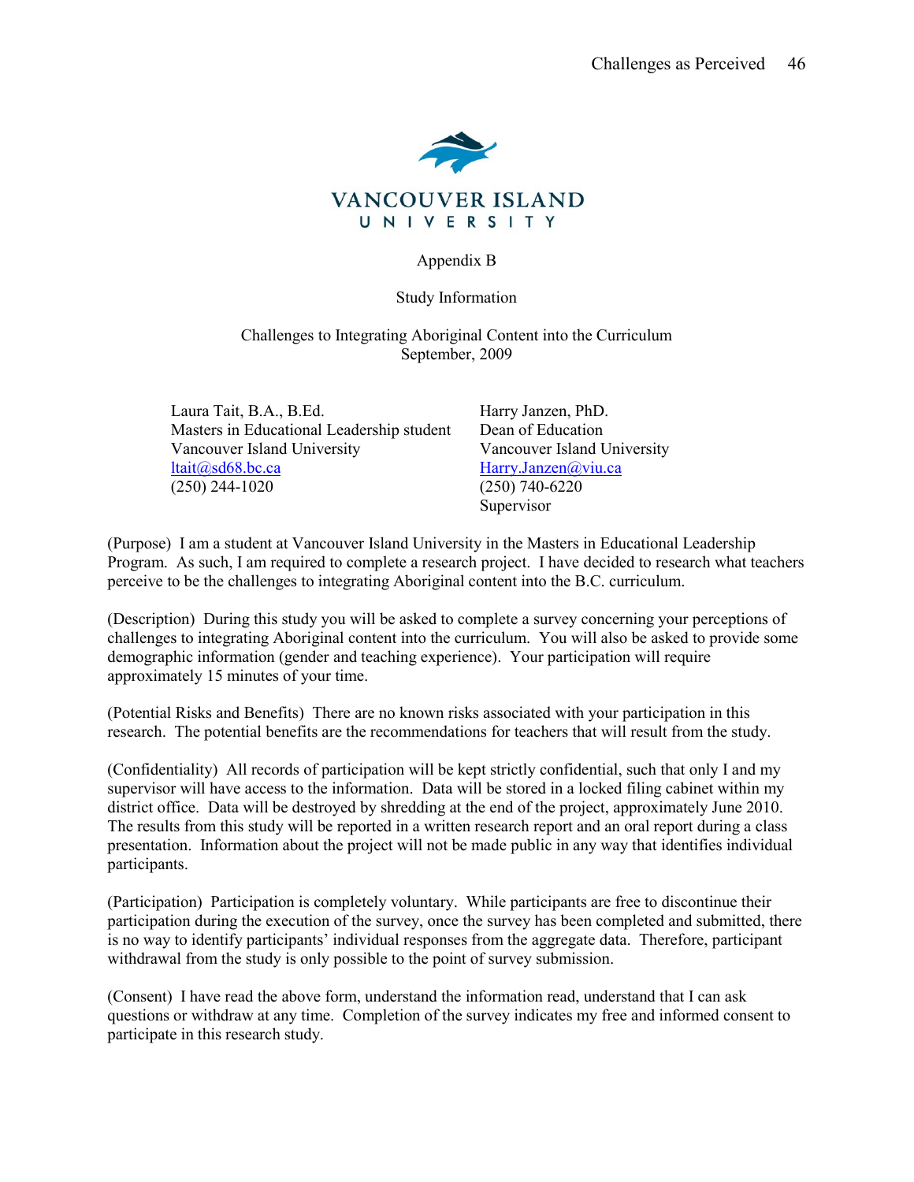VANCOUVER ISLAND UNIVERSITY

Appendix B

Study Information

Challenges to Integrating Aboriginal Content into the Curriculum
September, 2009

Laura Tait, B.A., B.Ed.
Masters in Educational Leadership student
Vancouver Island University
ltait@sd68.bc.ca
(250) 244-1020

Harry Janzen, PhD.
Dean of Education
Vancouver Island University
Harry.Janzen@viu.ca
(250) 740-6220
Supervisor

(Purpose) I am a student at Vancouver Island University in the Masters in Educational Leadership Program. As such, I am required to complete a research project. I have decided to research what teachers perceive to be the challenges to integrating Aboriginal content into the B.C. curriculum.

(Description) During this study you will be asked to complete a survey concerning your perceptions of challenges to integrating Aboriginal content into the curriculum. You will also be asked to provide some demographic information (gender and teaching experience). Your participation will require approximately 15 minutes of your time.

(Potential Risks and Benefits) There are no known risks associated with your participation in this research. The potential benefits are the recommendations for teachers that will result from the study.

(Confidentiality) All records of participation will be kept strictly confidential, such that only I and my supervisor will have access to the information. Data will be stored in a locked filing cabinet within my district office. Data will be destroyed by shredding at the end of the project, approximately June 2010. The results from this study will be reported in a written research report and an oral report during a class presentation. Information about the project will not be made public in any way that identifies individual participants.

(Participation) Participation is completely voluntary. While participants are free to discontinue their participation during the execution of the survey, once the survey has been completed and submitted, there is no way to identify participants' individual responses from the aggregate data. Therefore, participant withdrawal from the study is only possible to the point of survey submission.

(Consent) I have read the above form, understand the information read, understand that I can ask questions or withdraw at any time. Completion of the survey indicates my free and informed consent to participate in this research study.